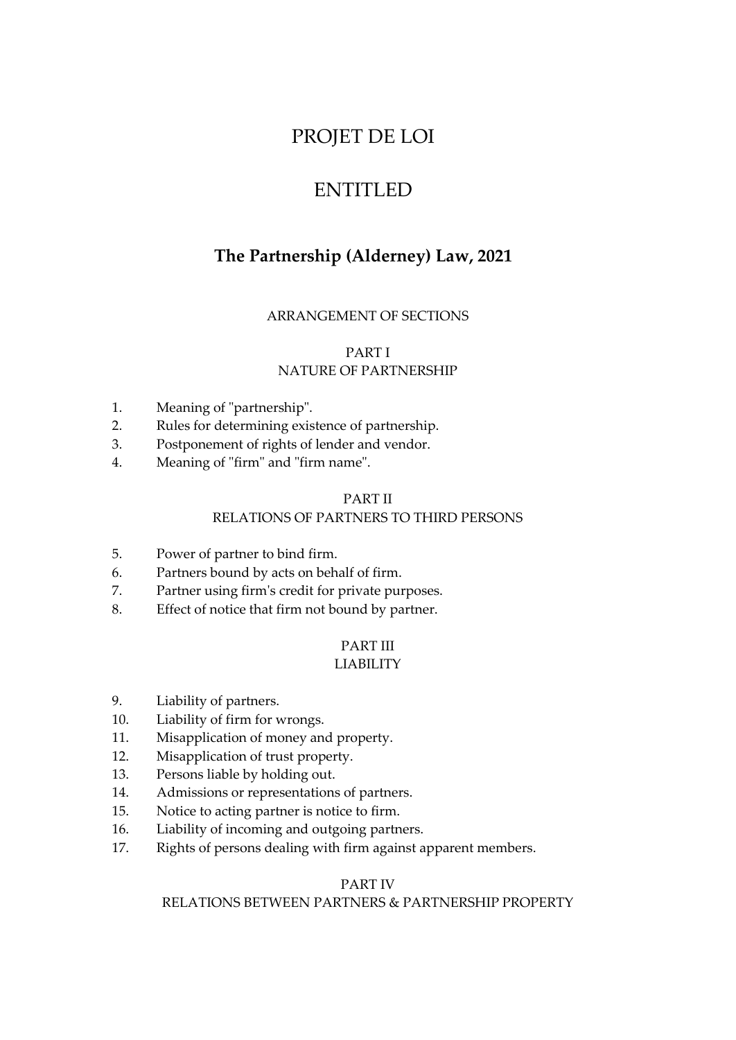# PROJET DE LOI

# ENTITLED

## The Partnership (Alderney) Law, 2021

ARRANGEMENT OF SECTIONS

PART I
NATURE OF PARTNERSHIP

1. Meaning of "partnership".
2. Rules for determining existence of partnership.
3. Postponement of rights of lender and vendor.
4. Meaning of "firm" and "firm name".

PART II
RELATIONS OF PARTNERS TO THIRD PERSONS

5. Power of partner to bind firm.
6. Partners bound by acts on behalf of firm.
7. Partner using firm's credit for private purposes.
8. Effect of notice that firm not bound by partner.

PART III
LIABILITY

9. Liability of partners.
10. Liability of firm for wrongs.
11. Misapplication of money and property.
12. Misapplication of trust property.
13. Persons liable by holding out.
14. Admissions or representations of partners.
15. Notice to acting partner is notice to firm.
16. Liability of incoming and outgoing partners.
17. Rights of persons dealing with firm against apparent members.

PART IV
RELATIONS BETWEEN PARTNERS & PARTNERSHIP PROPERTY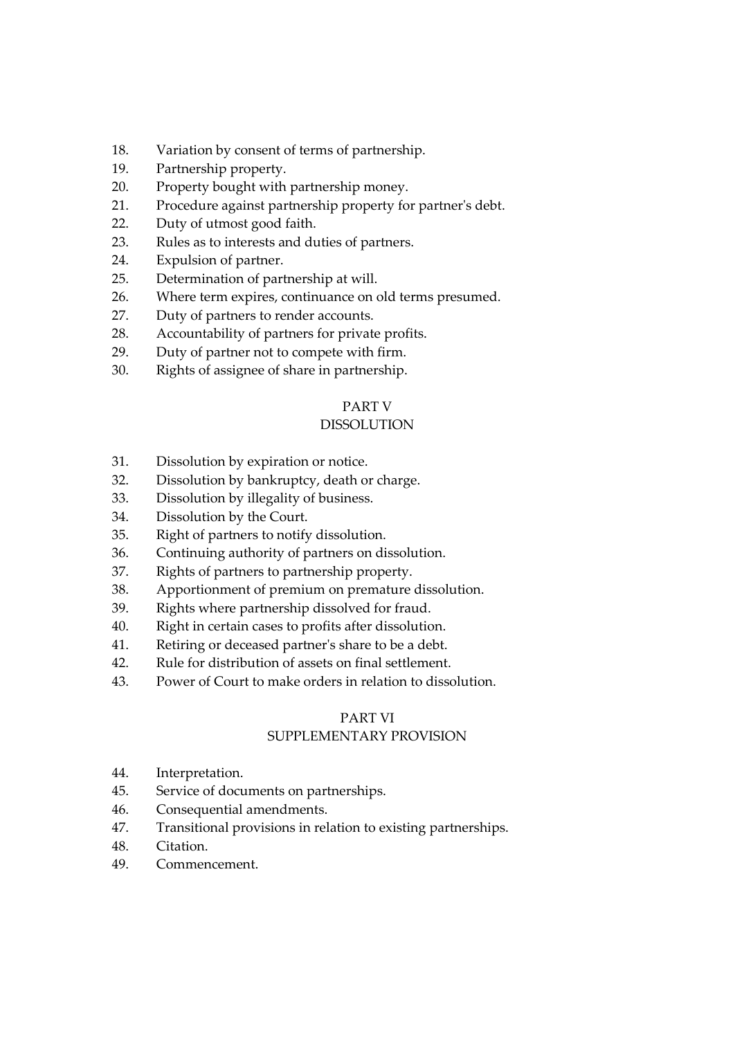18. Variation by consent of terms of partnership.
19. Partnership property.
20. Property bought with partnership money.
21. Procedure against partnership property for partner's debt.
22. Duty of utmost good faith.
23. Rules as to interests and duties of partners.
24. Expulsion of partner.
25. Determination of partnership at will.
26. Where term expires, continuance on old terms presumed.
27. Duty of partners to render accounts.
28. Accountability of partners for private profits.
29. Duty of partner not to compete with firm.
30. Rights of assignee of share in partnership.

## PART V
## DISSOLUTION

31. Dissolution by expiration or notice.
32. Dissolution by bankruptcy, death or charge.
33. Dissolution by illegality of business.
34. Dissolution by the Court.
35. Right of partners to notify dissolution.
36. Continuing authority of partners on dissolution.
37. Rights of partners to partnership property.
38. Apportionment of premium on premature dissolution.
39. Rights where partnership dissolved for fraud.
40. Right in certain cases to profits after dissolution.
41. Retiring or deceased partner's share to be a debt.
42. Rule for distribution of assets on final settlement.
43. Power of Court to make orders in relation to dissolution.

## PART VI
## SUPPLEMENTARY PROVISION

44. Interpretation.
45. Service of documents on partnerships.
46. Consequential amendments.
47. Transitional provisions in relation to existing partnerships.
48. Citation.
49. Commencement.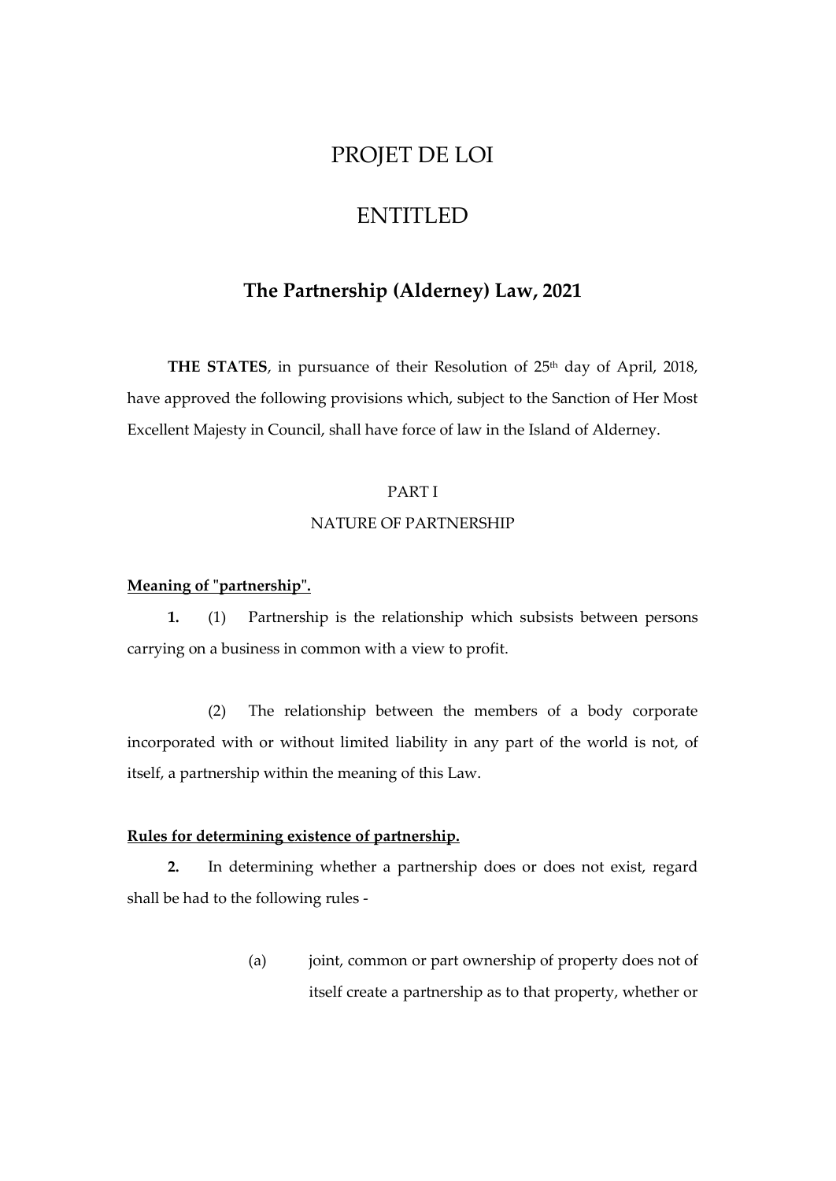# PROJET DE LOI

# ENTITLED

## The Partnership (Alderney) Law, 2021

**THE STATES**, in pursuance of their Resolution of 25th day of April, 2018, have approved the following provisions which, subject to the Sanction of Her Most Excellent Majesty in Council, shall have force of law in the Island of Alderney.

PART I

NATURE OF PARTNERSHIP

**Meaning of "partnership".**

**1.** (1) Partnership is the relationship which subsists between persons carrying on a business in common with a view to profit.

(2) The relationship between the members of a body corporate incorporated with or without limited liability in any part of the world is not, of itself, a partnership within the meaning of this Law.

**Rules for determining existence of partnership.**

**2.** In determining whether a partnership does or does not exist, regard shall be had to the following rules -

(a) joint, common or part ownership of property does not of itself create a partnership as to that property, whether or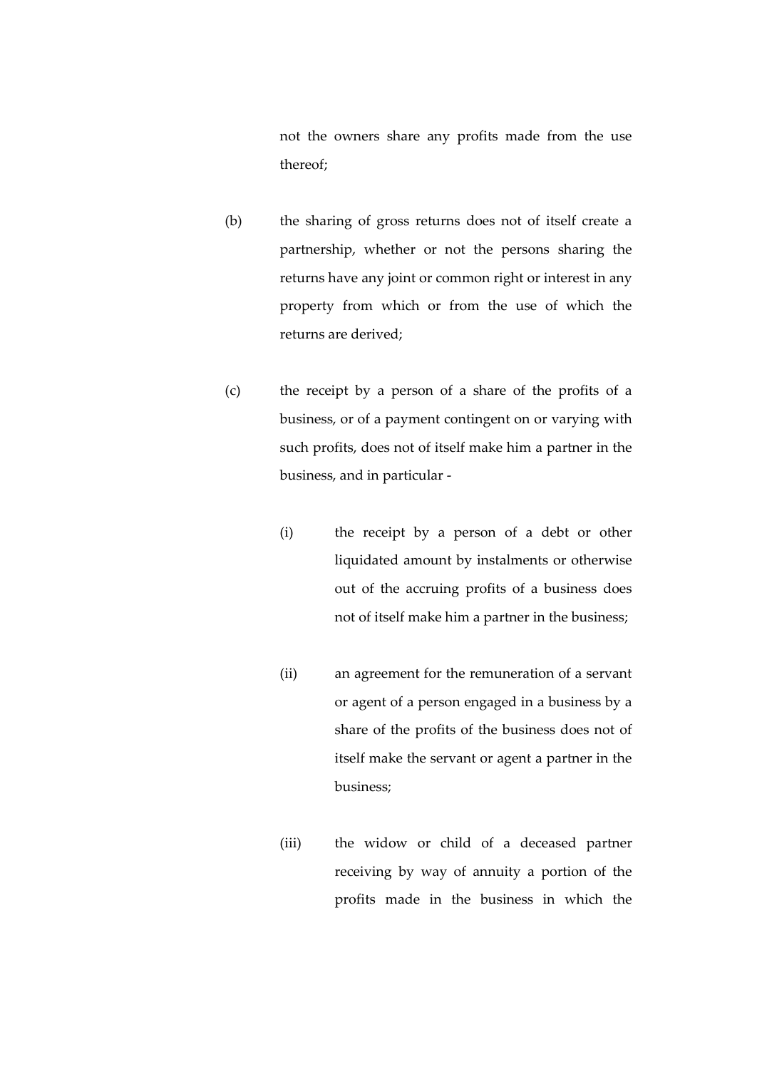not the owners share any profits made from the use thereof;

(b) the sharing of gross returns does not of itself create a partnership, whether or not the persons sharing the returns have any joint or common right or interest in any property from which or from the use of which the returns are derived;

(c) the receipt by a person of a share of the profits of a business, or of a payment contingent on or varying with such profits, does not of itself make him a partner in the business, and in particular -

  (i) the receipt by a person of a debt or other liquidated amount by instalments or otherwise out of the accruing profits of a business does not of itself make him a partner in the business;

  (ii) an agreement for the remuneration of a servant or agent of a person engaged in a business by a share of the profits of the business does not of itself make the servant or agent a partner in the business;

  (iii) the widow or child of a deceased partner receiving by way of annuity a portion of the profits made in the business in which the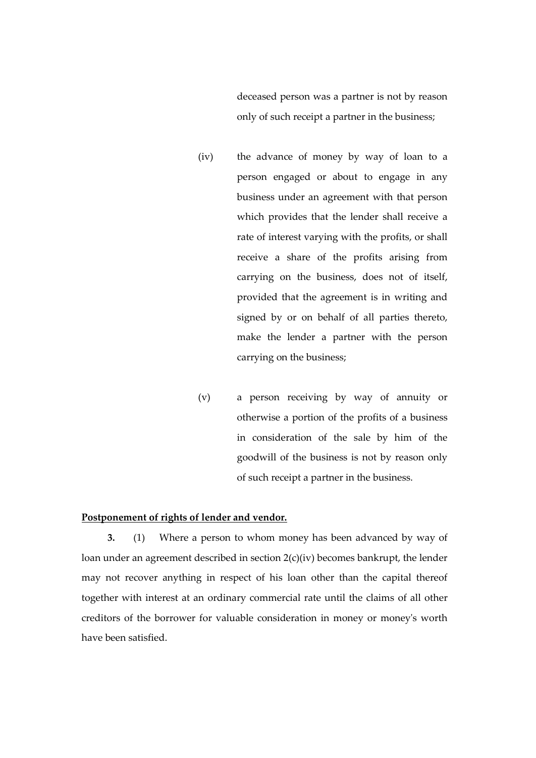deceased person was a partner is not by reason only of such receipt a partner in the business;

(iv) the advance of money by way of loan to a person engaged or about to engage in any business under an agreement with that person which provides that the lender shall receive a rate of interest varying with the profits, or shall receive a share of the profits arising from carrying on the business, does not of itself, provided that the agreement is in writing and signed by or on behalf of all parties thereto, make the lender a partner with the person carrying on the business;

(v) a person receiving by way of annuity or otherwise a portion of the profits of a business in consideration of the sale by him of the goodwill of the business is not by reason only of such receipt a partner in the business.

**Postponement of rights of lender and vendor.**

**3.** (1) Where a person to whom money has been advanced by way of loan under an agreement described in section 2(c)(iv) becomes bankrupt, the lender may not recover anything in respect of his loan other than the capital thereof together with interest at an ordinary commercial rate until the claims of all other creditors of the borrower for valuable consideration in money or money's worth have been satisfied.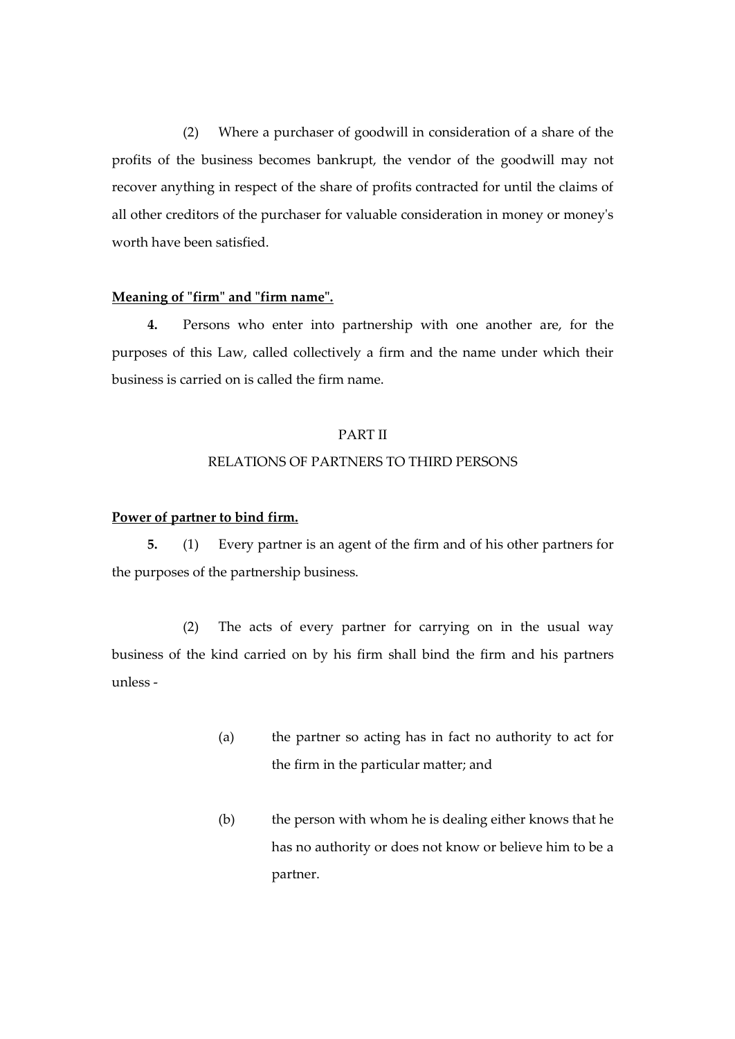(2) Where a purchaser of goodwill in consideration of a share of the profits of the business becomes bankrupt, the vendor of the goodwill may not recover anything in respect of the share of profits contracted for until the claims of all other creditors of the purchaser for valuable consideration in money or money's worth have been satisfied.

**Meaning of "firm" and "firm name".**

**4.** Persons who enter into partnership with one another are, for the purposes of this Law, called collectively a firm and the name under which their business is carried on is called the firm name.

PART II

RELATIONS OF PARTNERS TO THIRD PERSONS

**Power of partner to bind firm.**

**5.** (1) Every partner is an agent of the firm and of his other partners for the purposes of the partnership business.

(2) The acts of every partner for carrying on in the usual way business of the kind carried on by his firm shall bind the firm and his partners unless -

(a) the partner so acting has in fact no authority to act for the firm in the particular matter; and

(b) the person with whom he is dealing either knows that he has no authority or does not know or believe him to be a partner.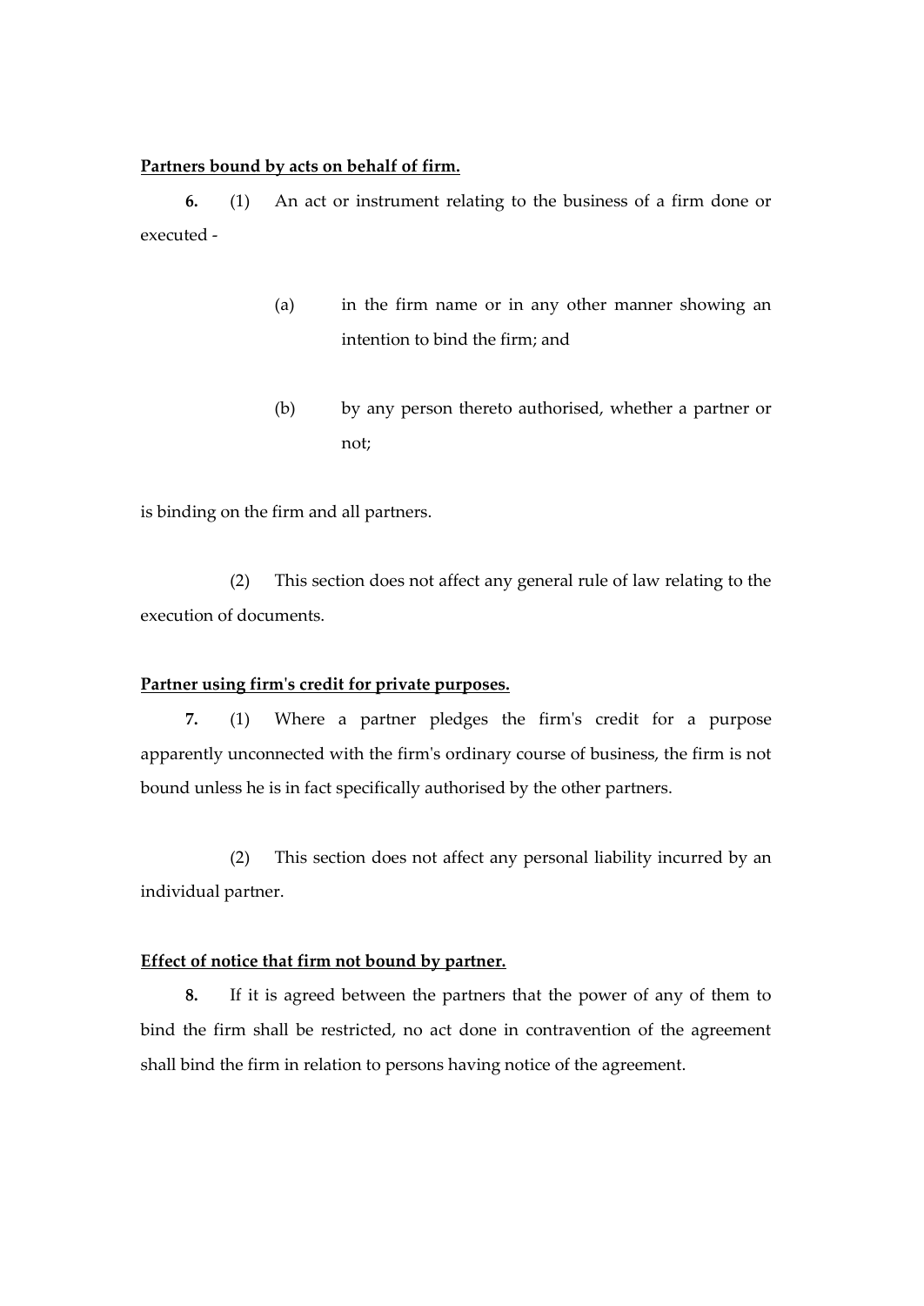**Partners bound by acts on behalf of firm.**

**6.** (1) An act or instrument relating to the business of a firm done or executed -

(a) in the firm name or in any other manner showing an intention to bind the firm; and

(b) by any person thereto authorised, whether a partner or not;

is binding on the firm and all partners.

(2) This section does not affect any general rule of law relating to the execution of documents.

**Partner using firm's credit for private purposes.**

**7.** (1) Where a partner pledges the firm's credit for a purpose apparently unconnected with the firm's ordinary course of business, the firm is not bound unless he is in fact specifically authorised by the other partners.

(2) This section does not affect any personal liability incurred by an individual partner.

**Effect of notice that firm not bound by partner.**

**8.** If it is agreed between the partners that the power of any of them to bind the firm shall be restricted, no act done in contravention of the agreement shall bind the firm in relation to persons having notice of the agreement.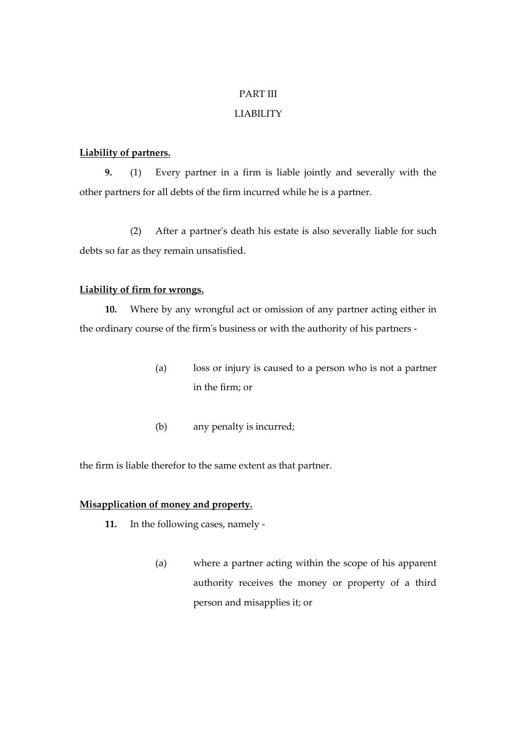PART III

LIABILITY

**Liability of partners.**

**9.** (1) Every partner in a firm is liable jointly and severally with the other partners for all debts of the firm incurred while he is a partner.

(2) After a partner's death his estate is also severally liable for such debts so far as they remain unsatisfied.

**Liability of firm for wrongs.**

**10.** Where by any wrongful act or omission of any partner acting either in the ordinary course of the firm's business or with the authority of his partners -

(a) loss or injury is caused to a person who is not a partner in the firm; or

(b) any penalty is incurred;

the firm is liable therefor to the same extent as that partner.

**Misapplication of money and property.**

**11.** In the following cases, namely -

(a) where a partner acting within the scope of his apparent authority receives the money or property of a third person and misapplies it; or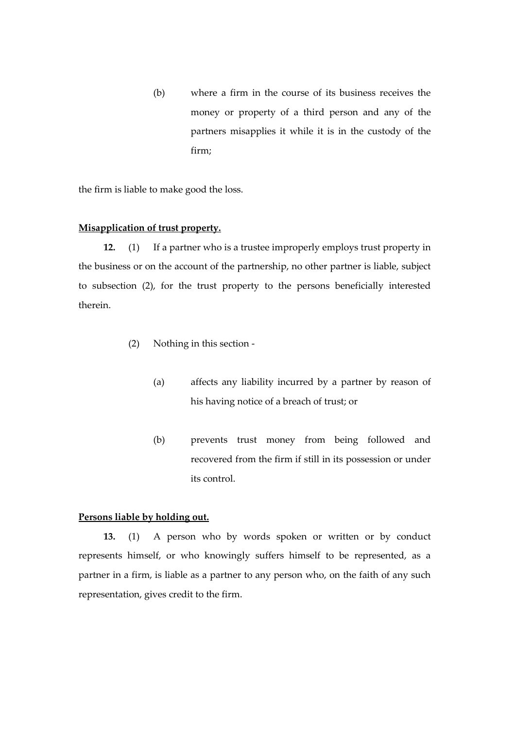(b) where a firm in the course of its business receives the money or property of a third person and any of the partners misapplies it while it is in the custody of the firm;

the firm is liable to make good the loss.

**Misapplication of trust property.**

**12.** (1) If a partner who is a trustee improperly employs trust property in the business or on the account of the partnership, no other partner is liable, subject to subsection (2), for the trust property to the persons beneficially interested therein.

(2) Nothing in this section -

(a) affects any liability incurred by a partner by reason of his having notice of a breach of trust; or

(b) prevents trust money from being followed and recovered from the firm if still in its possession or under its control.

**Persons liable by holding out.**

**13.** (1) A person who by words spoken or written or by conduct represents himself, or who knowingly suffers himself to be represented, as a partner in a firm, is liable as a partner to any person who, on the faith of any such representation, gives credit to the firm.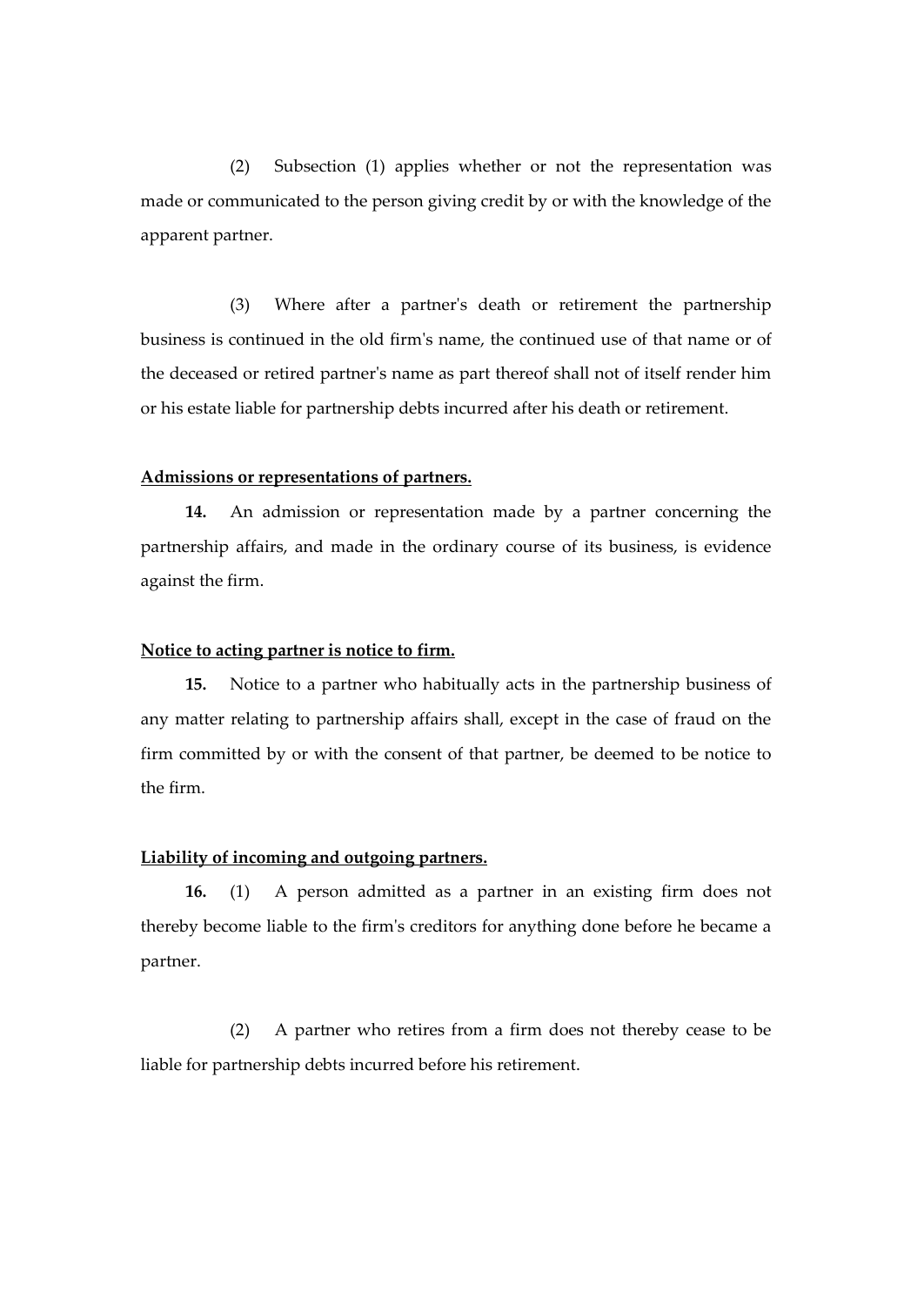(2) Subsection (1) applies whether or not the representation was made or communicated to the person giving credit by or with the knowledge of the apparent partner.

(3) Where after a partner's death or retirement the partnership business is continued in the old firm's name, the continued use of that name or of the deceased or retired partner's name as part thereof shall not of itself render him or his estate liable for partnership debts incurred after his death or retirement.

**Admissions or representations of partners.**

**14.** An admission or representation made by a partner concerning the partnership affairs, and made in the ordinary course of its business, is evidence against the firm.

**Notice to acting partner is notice to firm.**

**15.** Notice to a partner who habitually acts in the partnership business of any matter relating to partnership affairs shall, except in the case of fraud on the firm committed by or with the consent of that partner, be deemed to be notice to the firm.

**Liability of incoming and outgoing partners.**

**16.** (1) A person admitted as a partner in an existing firm does not thereby become liable to the firm's creditors for anything done before he became a partner.

(2) A partner who retires from a firm does not thereby cease to be liable for partnership debts incurred before his retirement.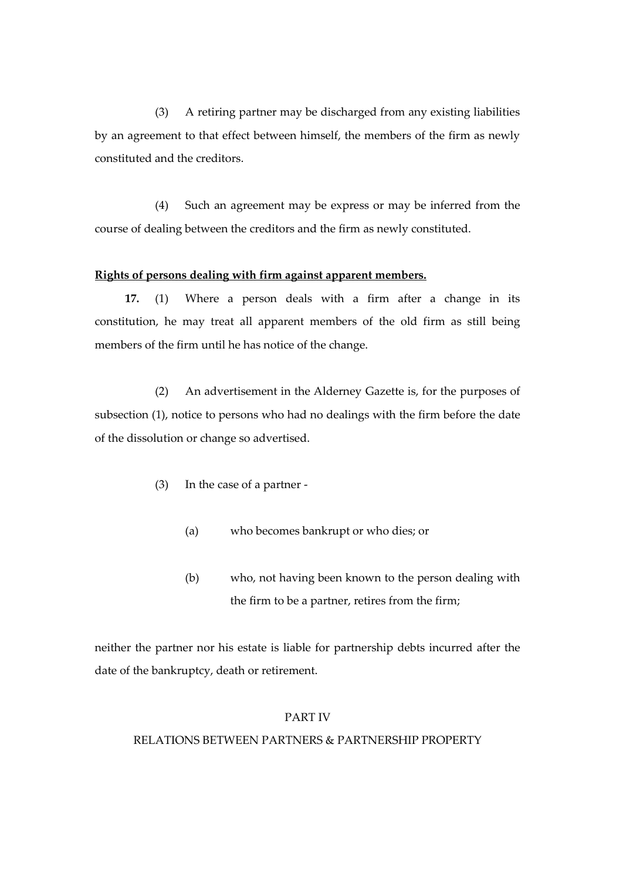(3) A retiring partner may be discharged from any existing liabilities by an agreement to that effect between himself, the members of the firm as newly constituted and the creditors.

(4) Such an agreement may be express or may be inferred from the course of dealing between the creditors and the firm as newly constituted.

**Rights of persons dealing with firm against apparent members.**

**17.** (1) Where a person deals with a firm after a change in its constitution, he may treat all apparent members of the old firm as still being members of the firm until he has notice of the change.

(2) An advertisement in the Alderney Gazette is, for the purposes of subsection (1), notice to persons who had no dealings with the firm before the date of the dissolution or change so advertised.

(3) In the case of a partner -

(a) who becomes bankrupt or who dies; or

(b) who, not having been known to the person dealing with the firm to be a partner, retires from the firm;

neither the partner nor his estate is liable for partnership debts incurred after the date of the bankruptcy, death or retirement.

PART IV

RELATIONS BETWEEN PARTNERS & PARTNERSHIP PROPERTY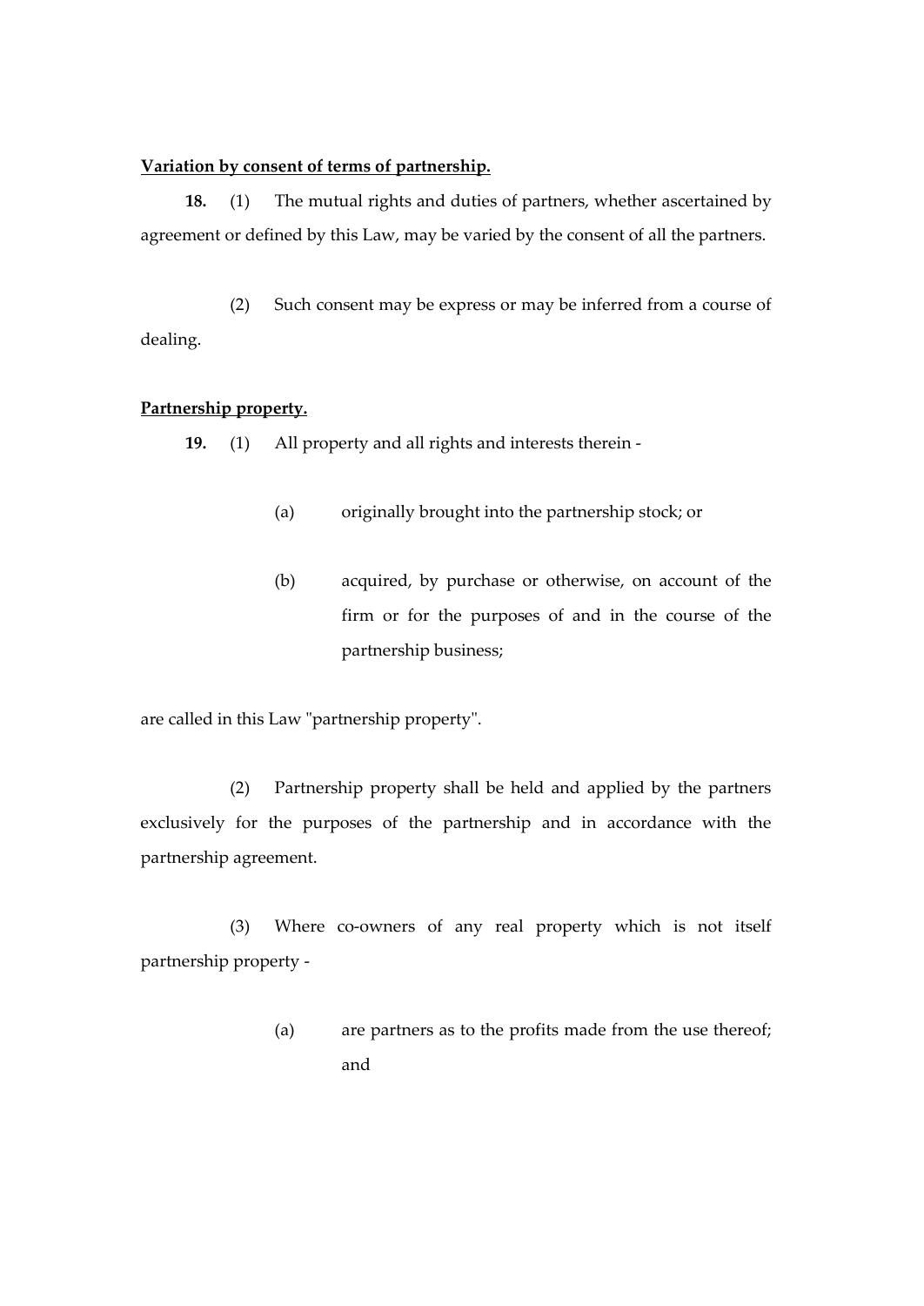**Variation by consent of terms of partnership.**

**18.** (1) The mutual rights and duties of partners, whether ascertained by agreement or defined by this Law, may be varied by the consent of all the partners.

(2) Such consent may be express or may be inferred from a course of dealing.

**Partnership property.**

**19.** (1) All property and all rights and interests therein -

(a) originally brought into the partnership stock; or

(b) acquired, by purchase or otherwise, on account of the firm or for the purposes of and in the course of the partnership business;

are called in this Law "partnership property".

(2) Partnership property shall be held and applied by the partners exclusively for the purposes of the partnership and in accordance with the partnership agreement.

(3) Where co-owners of any real property which is not itself partnership property -

(a) are partners as to the profits made from the use thereof; and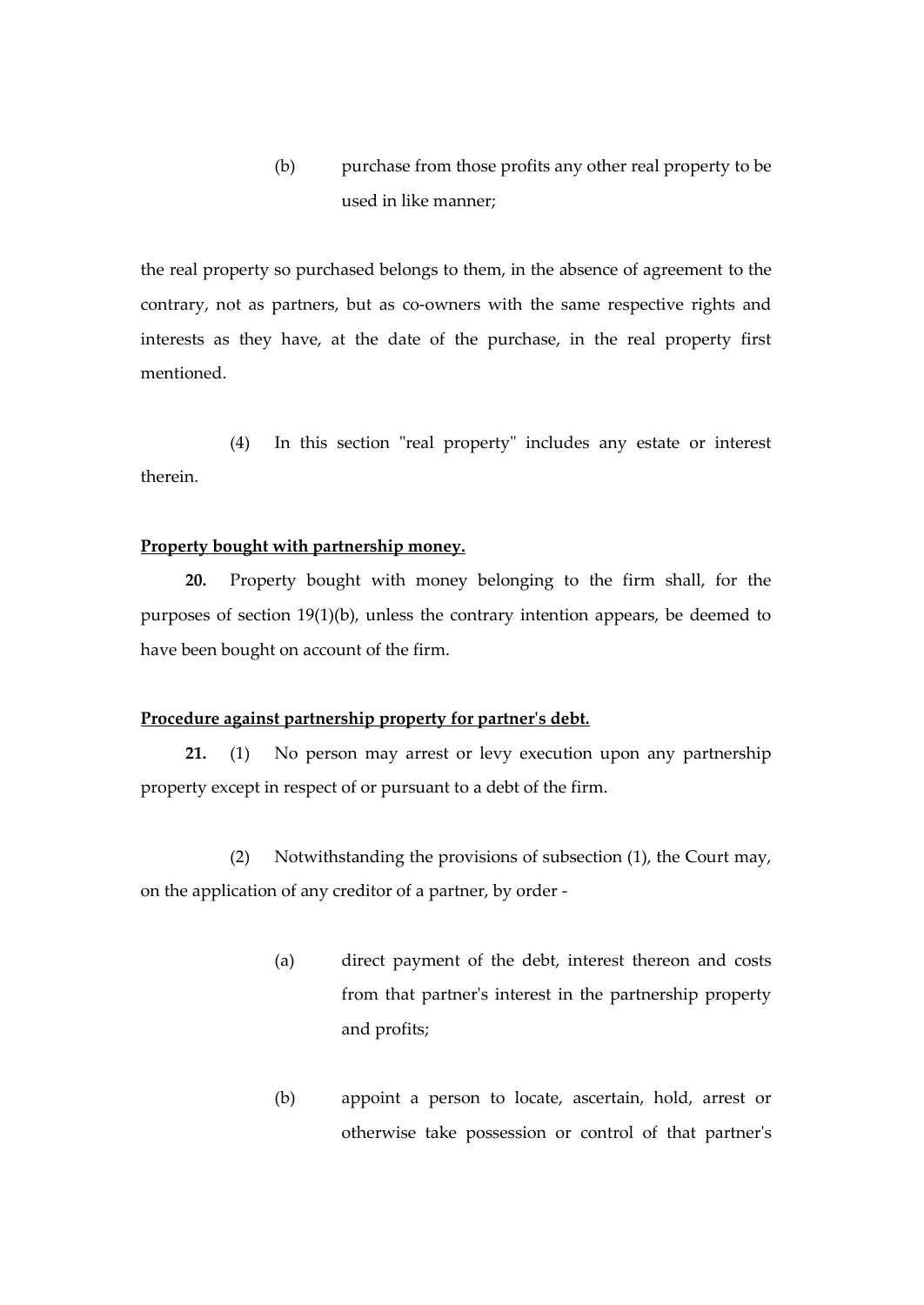(b) purchase from those profits any other real property to be used in like manner;

the real property so purchased belongs to them, in the absence of agreement to the contrary, not as partners, but as co-owners with the same respective rights and interests as they have, at the date of the purchase, in the real property first mentioned.

(4) In this section "real property" includes any estate or interest therein.

**Property bought with partnership money.**

**20.** Property bought with money belonging to the firm shall, for the purposes of section 19(1)(b), unless the contrary intention appears, be deemed to have been bought on account of the firm.

**Procedure against partnership property for partner's debt.**

**21.** (1) No person may arrest or levy execution upon any partnership property except in respect of or pursuant to a debt of the firm.

(2) Notwithstanding the provisions of subsection (1), the Court may, on the application of any creditor of a partner, by order -

(a) direct payment of the debt, interest thereon and costs from that partner's interest in the partnership property and profits;

(b) appoint a person to locate, ascertain, hold, arrest or otherwise take possession or control of that partner's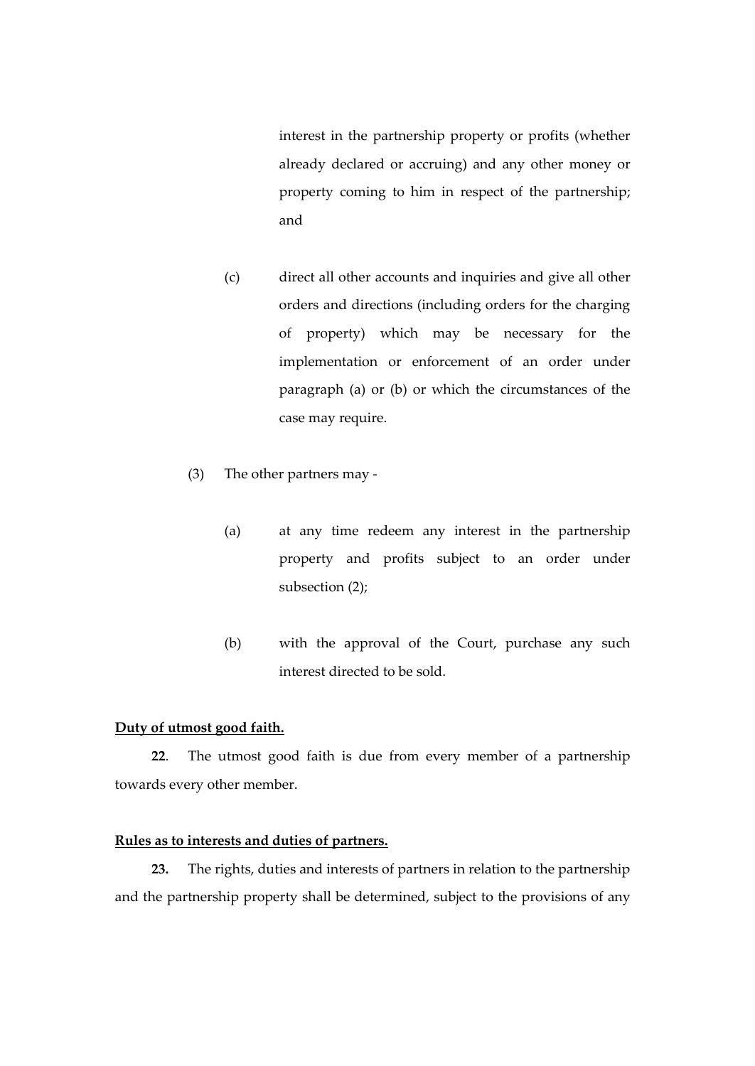interest in the partnership property or profits (whether already declared or accruing) and any other money or property coming to him in respect of the partnership; and

(c) direct all other accounts and inquiries and give all other orders and directions (including orders for the charging of property) which may be necessary for the implementation or enforcement of an order under paragraph (a) or (b) or which the circumstances of the case may require.

(3) The other partners may -

(a) at any time redeem any interest in the partnership property and profits subject to an order under subsection (2);

(b) with the approval of the Court, purchase any such interest directed to be sold.

**Duty of utmost good faith.**

**22**. The utmost good faith is due from every member of a partnership towards every other member.

**Rules as to interests and duties of partners.**

**23.** The rights, duties and interests of partners in relation to the partnership and the partnership property shall be determined, subject to the provisions of any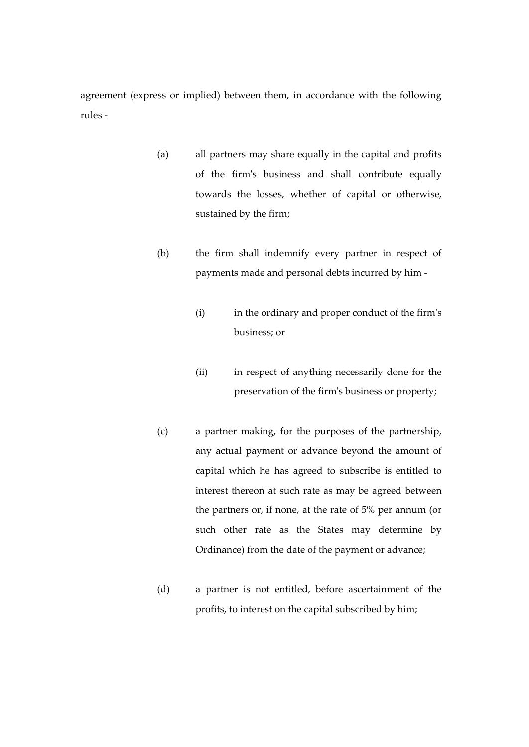agreement (express or implied) between them, in accordance with the following rules -

(a) all partners may share equally in the capital and profits of the firm's business and shall contribute equally towards the losses, whether of capital or otherwise, sustained by the firm;

(b) the firm shall indemnify every partner in respect of payments made and personal debts incurred by him -

  (i) in the ordinary and proper conduct of the firm's business; or

  (ii) in respect of anything necessarily done for the preservation of the firm's business or property;

(c) a partner making, for the purposes of the partnership, any actual payment or advance beyond the amount of capital which he has agreed to subscribe is entitled to interest thereon at such rate as may be agreed between the partners or, if none, at the rate of 5% per annum (or such other rate as the States may determine by Ordinance) from the date of the payment or advance;

(d) a partner is not entitled, before ascertainment of the profits, to interest on the capital subscribed by him;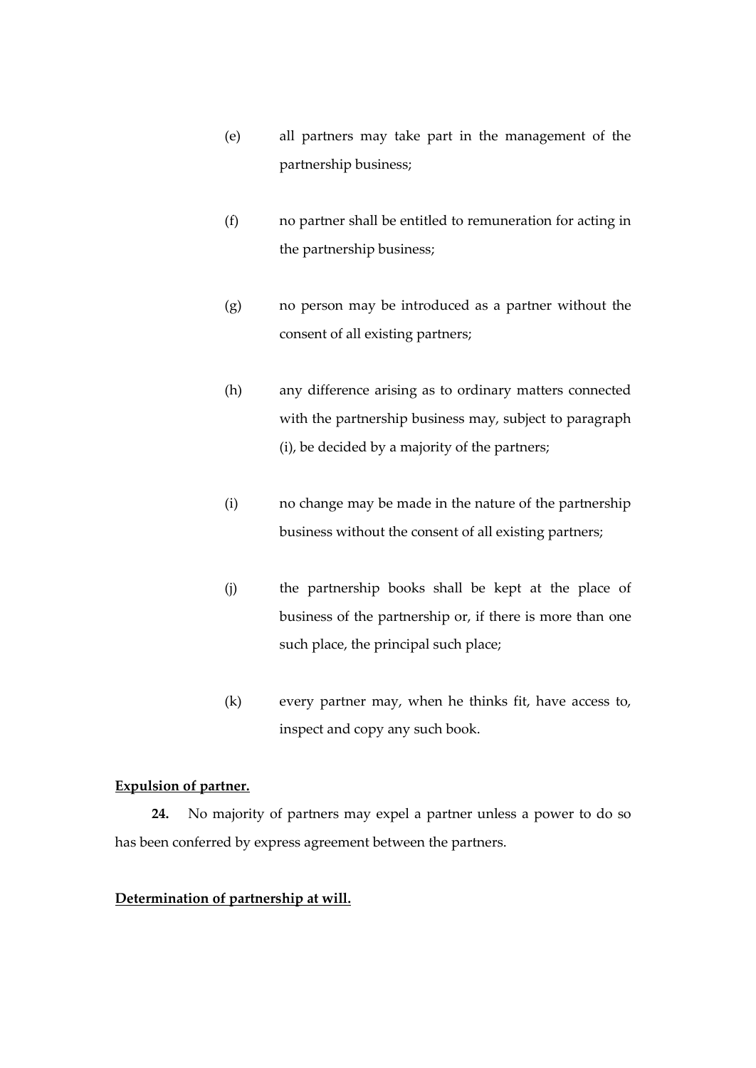(e) all partners may take part in the management of the partnership business;

(f) no partner shall be entitled to remuneration for acting in the partnership business;

(g) no person may be introduced as a partner without the consent of all existing partners;

(h) any difference arising as to ordinary matters connected with the partnership business may, subject to paragraph (i), be decided by a majority of the partners;

(i) no change may be made in the nature of the partnership business without the consent of all existing partners;

(j) the partnership books shall be kept at the place of business of the partnership or, if there is more than one such place, the principal such place;

(k) every partner may, when he thinks fit, have access to, inspect and copy any such book.

**Expulsion of partner.**

**24.** No majority of partners may expel a partner unless a power to do so has been conferred by express agreement between the partners.

**Determination of partnership at will.**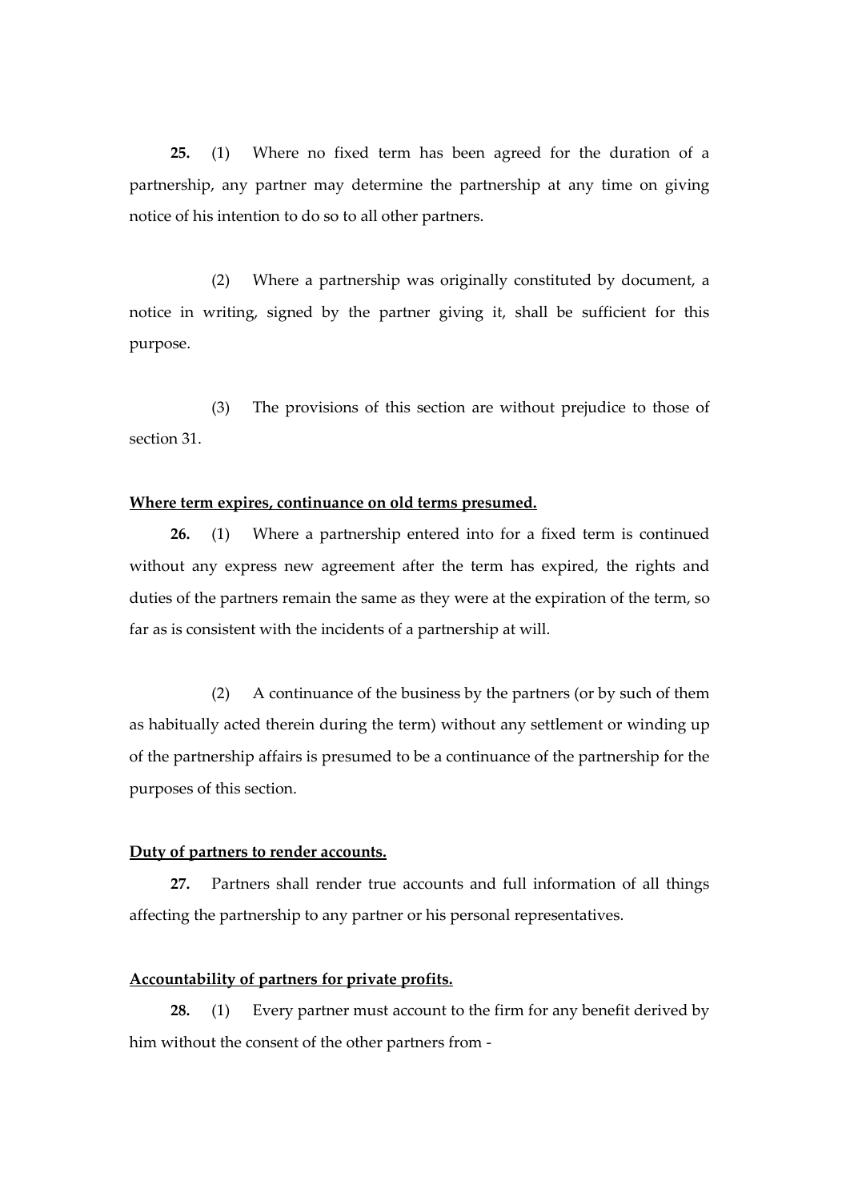**25.** (1) Where no fixed term has been agreed for the duration of a partnership, any partner may determine the partnership at any time on giving notice of his intention to do so to all other partners.

(2) Where a partnership was originally constituted by document, a notice in writing, signed by the partner giving it, shall be sufficient for this purpose.

(3) The provisions of this section are without prejudice to those of section 31.

**Where term expires, continuance on old terms presumed.**

**26.** (1) Where a partnership entered into for a fixed term is continued without any express new agreement after the term has expired, the rights and duties of the partners remain the same as they were at the expiration of the term, so far as is consistent with the incidents of a partnership at will.

(2) A continuance of the business by the partners (or by such of them as habitually acted therein during the term) without any settlement or winding up of the partnership affairs is presumed to be a continuance of the partnership for the purposes of this section.

**Duty of partners to render accounts.**

**27.** Partners shall render true accounts and full information of all things affecting the partnership to any partner or his personal representatives.

**Accountability of partners for private profits.**

**28.** (1) Every partner must account to the firm for any benefit derived by him without the consent of the other partners from -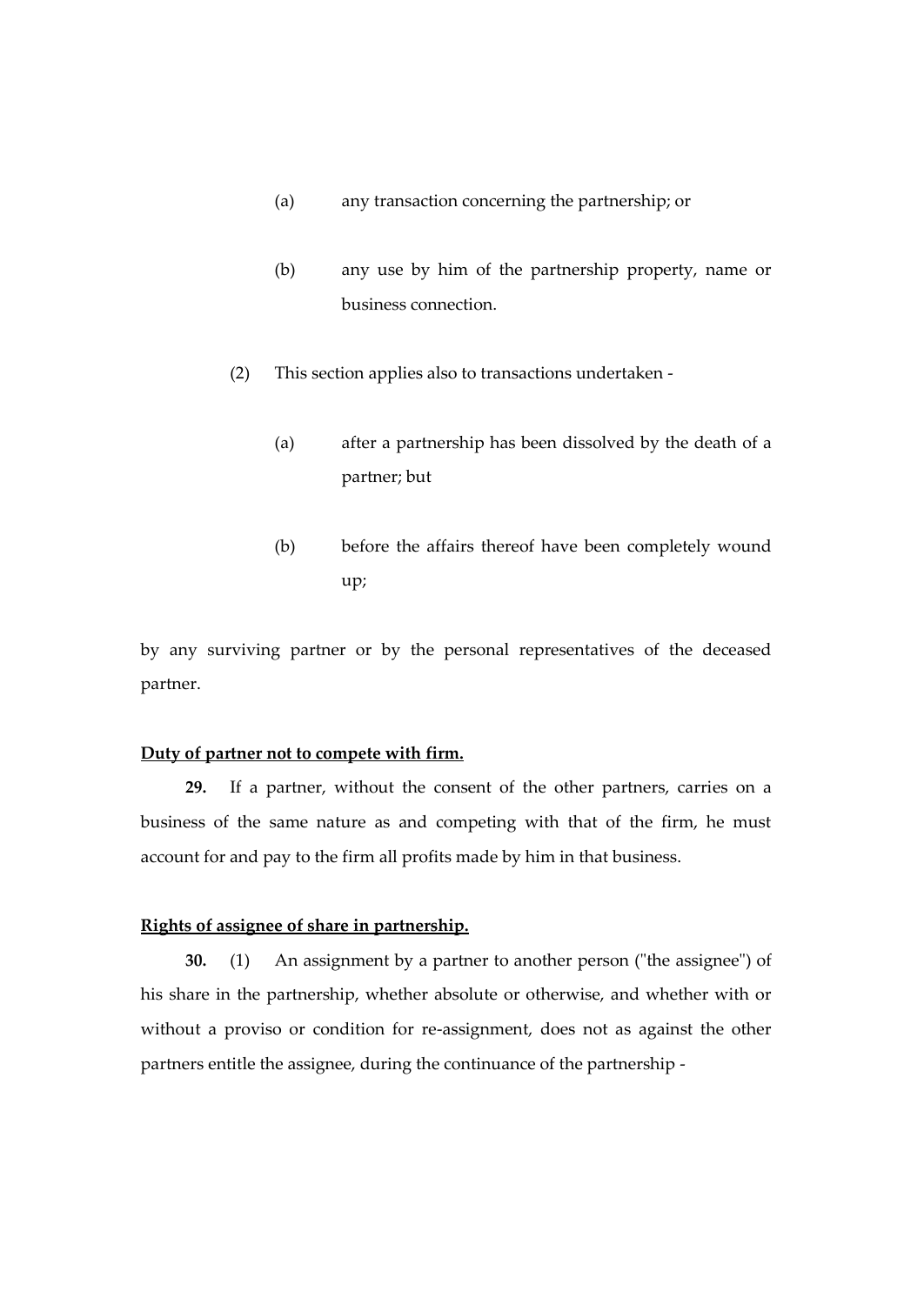(a) any transaction concerning the partnership; or

(b) any use by him of the partnership property, name or business connection.

(2) This section applies also to transactions undertaken -

(a) after a partnership has been dissolved by the death of a partner; but

(b) before the affairs thereof have been completely wound up;

by any surviving partner or by the personal representatives of the deceased partner.

**Duty of partner not to compete with firm.**

**29.** If a partner, without the consent of the other partners, carries on a business of the same nature as and competing with that of the firm, he must account for and pay to the firm all profits made by him in that business.

**Rights of assignee of share in partnership.**

**30.** (1) An assignment by a partner to another person ("the assignee") of his share in the partnership, whether absolute or otherwise, and whether with or without a proviso or condition for re-assignment, does not as against the other partners entitle the assignee, during the continuance of the partnership -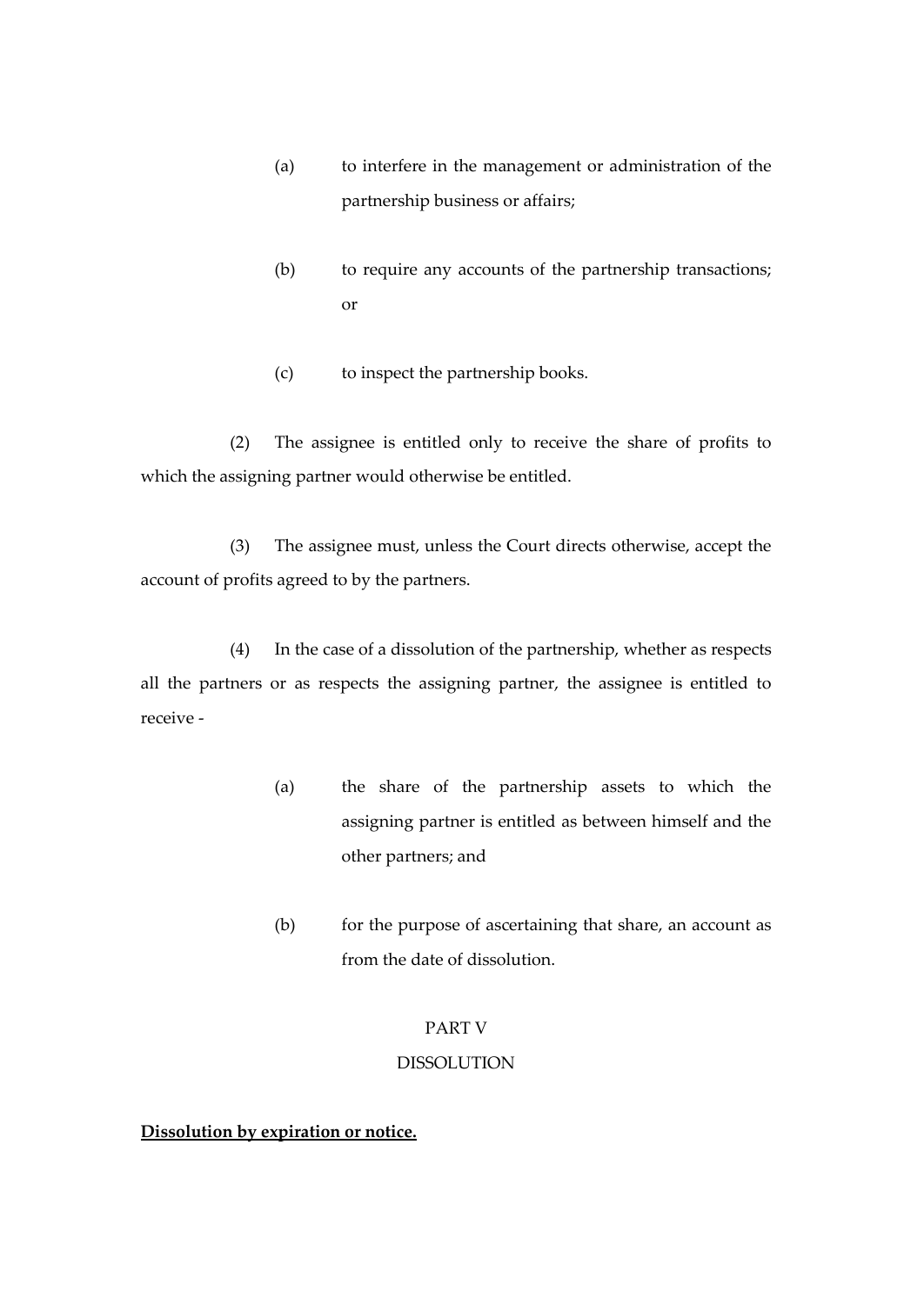(a) to interfere in the management or administration of the partnership business or affairs;

(b) to require any accounts of the partnership transactions; or

(c) to inspect the partnership books.

(2) The assignee is entitled only to receive the share of profits to which the assigning partner would otherwise be entitled.

(3) The assignee must, unless the Court directs otherwise, accept the account of profits agreed to by the partners.

(4) In the case of a dissolution of the partnership, whether as respects all the partners or as respects the assigning partner, the assignee is entitled to receive -

(a) the share of the partnership assets to which the assigning partner is entitled as between himself and the other partners; and

(b) for the purpose of ascertaining that share, an account as from the date of dissolution.

## PART V
## DISSOLUTION

**Dissolution by expiration or notice.**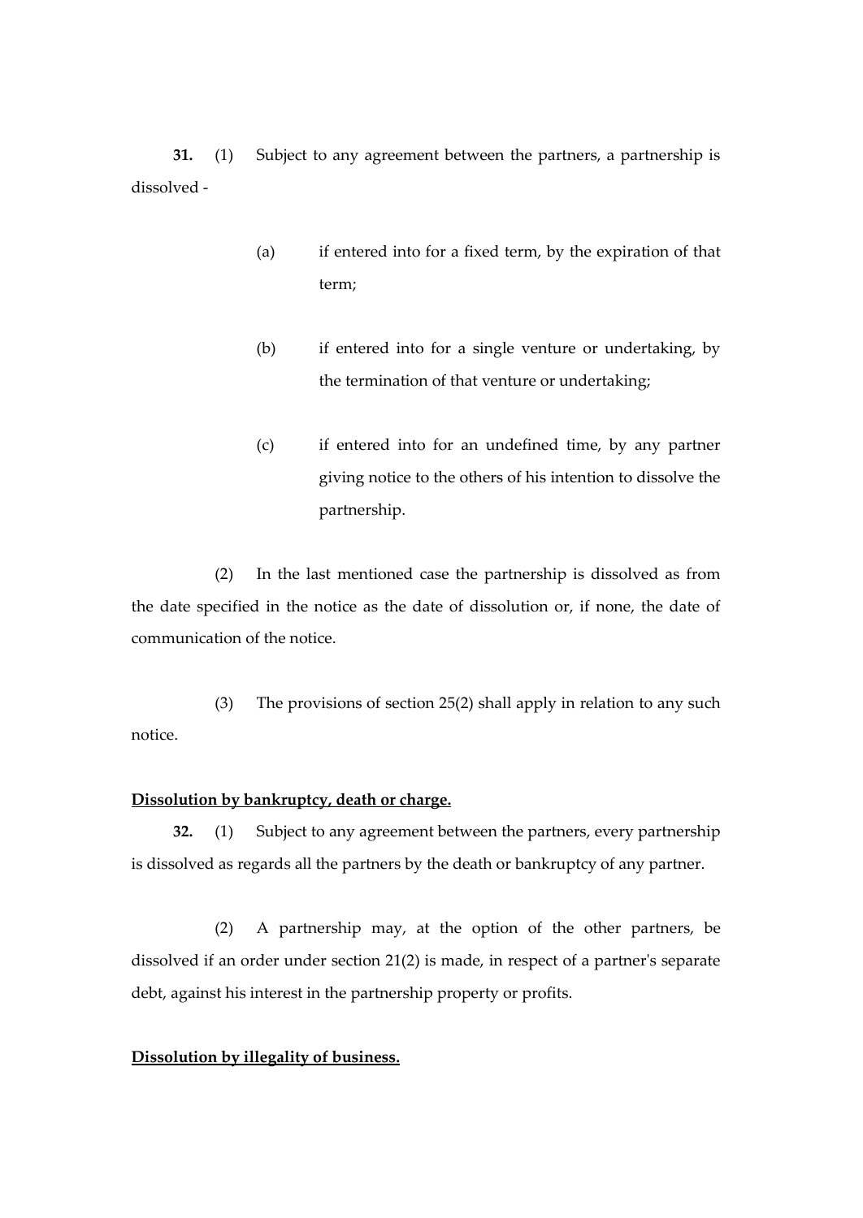**31.** (1) Subject to any agreement between the partners, a partnership is dissolved -

(a) if entered into for a fixed term, by the expiration of that term;

(b) if entered into for a single venture or undertaking, by the termination of that venture or undertaking;

(c) if entered into for an undefined time, by any partner giving notice to the others of his intention to dissolve the partnership.

(2) In the last mentioned case the partnership is dissolved as from the date specified in the notice as the date of dissolution or, if none, the date of communication of the notice.

(3) The provisions of section 25(2) shall apply in relation to any such notice.

**Dissolution by bankruptcy, death or charge.**

**32.** (1) Subject to any agreement between the partners, every partnership is dissolved as regards all the partners by the death or bankruptcy of any partner.

(2) A partnership may, at the option of the other partners, be dissolved if an order under section 21(2) is made, in respect of a partner's separate debt, against his interest in the partnership property or profits.

**Dissolution by illegality of business.**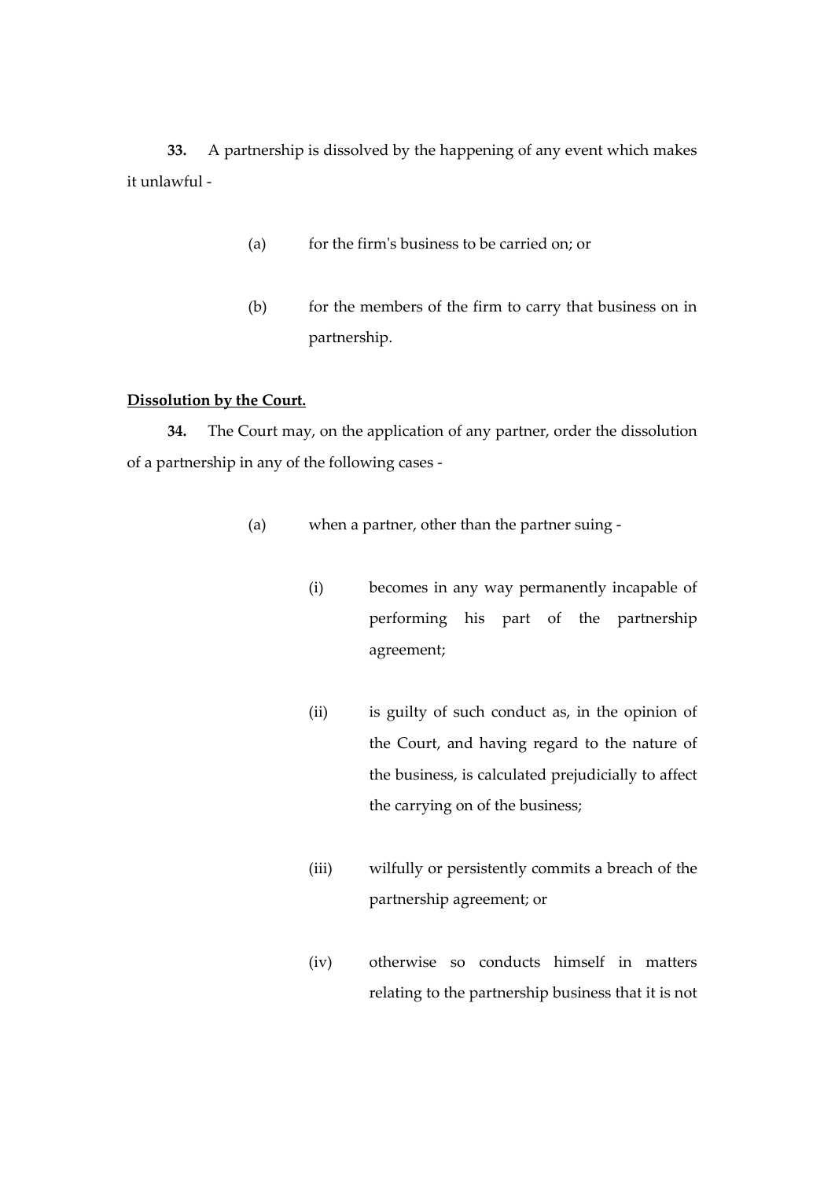**33.** A partnership is dissolved by the happening of any event which makes it unlawful -

(a) for the firm's business to be carried on; or

(b) for the members of the firm to carry that business on in partnership.

**Dissolution by the Court.**

**34.** The Court may, on the application of any partner, order the dissolution of a partnership in any of the following cases -

(a) when a partner, other than the partner suing -

(i) becomes in any way permanently incapable of performing his part of the partnership agreement;

(ii) is guilty of such conduct as, in the opinion of the Court, and having regard to the nature of the business, is calculated prejudicially to affect the carrying on of the business;

(iii) wilfully or persistently commits a breach of the partnership agreement; or

(iv) otherwise so conducts himself in matters relating to the partnership business that it is not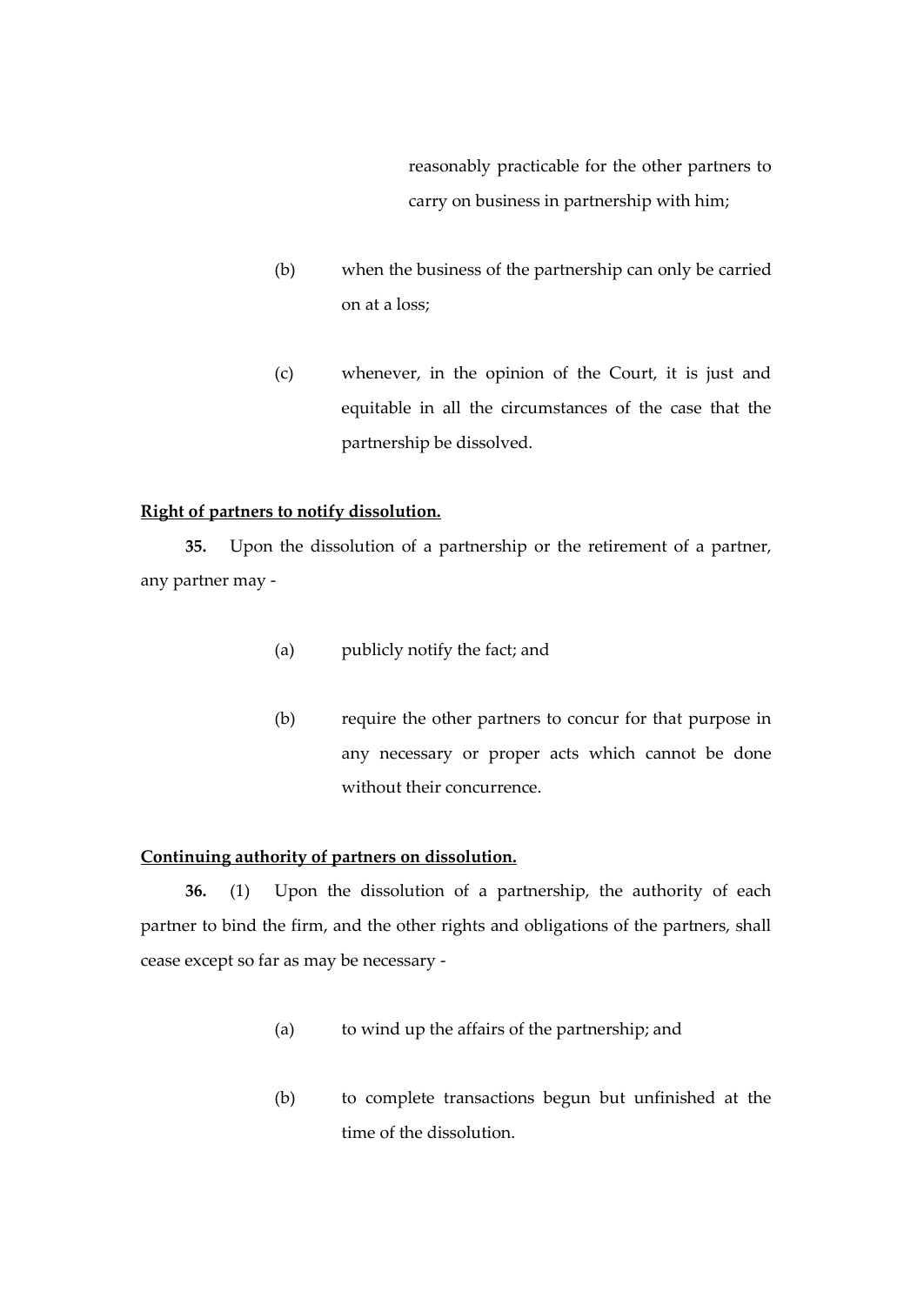reasonably practicable for the other partners to carry on business in partnership with him;

(b) when the business of the partnership can only be carried on at a loss;

(c) whenever, in the opinion of the Court, it is just and equitable in all the circumstances of the case that the partnership be dissolved.

**Right of partners to notify dissolution.**

**35.** Upon the dissolution of a partnership or the retirement of a partner, any partner may -

(a) publicly notify the fact; and

(b) require the other partners to concur for that purpose in any necessary or proper acts which cannot be done without their concurrence.

**Continuing authority of partners on dissolution.**

**36.** (1) Upon the dissolution of a partnership, the authority of each partner to bind the firm, and the other rights and obligations of the partners, shall cease except so far as may be necessary -

(a) to wind up the affairs of the partnership; and

(b) to complete transactions begun but unfinished at the time of the dissolution.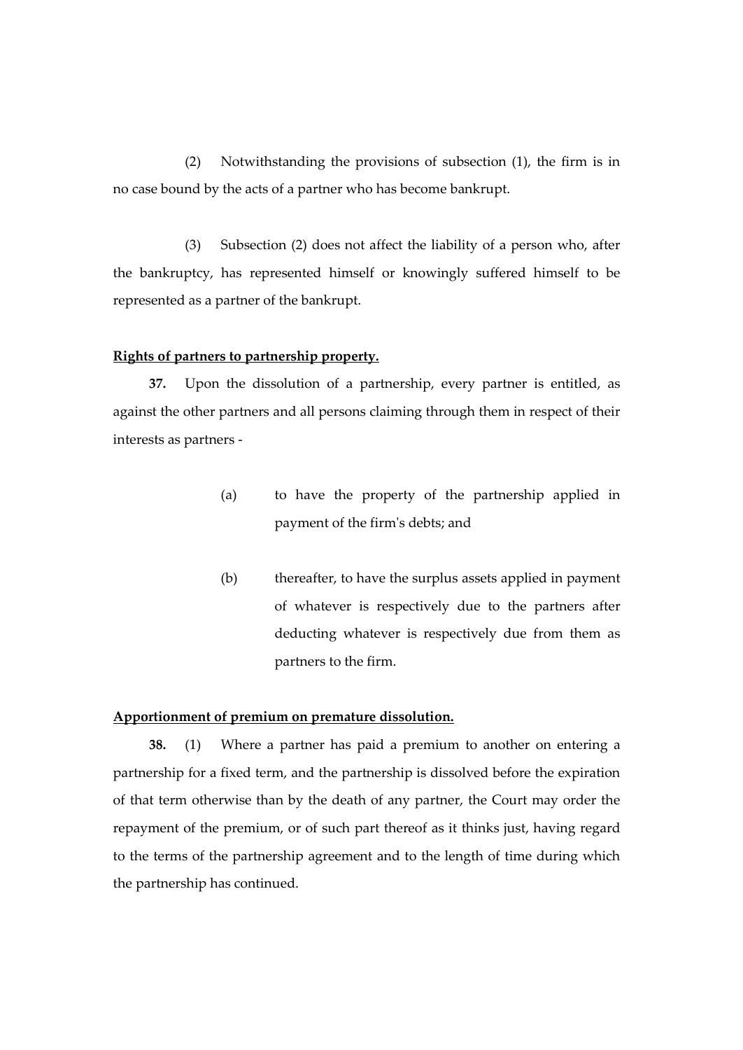(2) Notwithstanding the provisions of subsection (1), the firm is in no case bound by the acts of a partner who has become bankrupt.

(3) Subsection (2) does not affect the liability of a person who, after the bankruptcy, has represented himself or knowingly suffered himself to be represented as a partner of the bankrupt.

**Rights of partners to partnership property.**

**37.** Upon the dissolution of a partnership, every partner is entitled, as against the other partners and all persons claiming through them in respect of their interests as partners -

(a) to have the property of the partnership applied in payment of the firm's debts; and

(b) thereafter, to have the surplus assets applied in payment of whatever is respectively due to the partners after deducting whatever is respectively due from them as partners to the firm.

**Apportionment of premium on premature dissolution.**

**38.** (1) Where a partner has paid a premium to another on entering a partnership for a fixed term, and the partnership is dissolved before the expiration of that term otherwise than by the death of any partner, the Court may order the repayment of the premium, or of such part thereof as it thinks just, having regard to the terms of the partnership agreement and to the length of time during which the partnership has continued.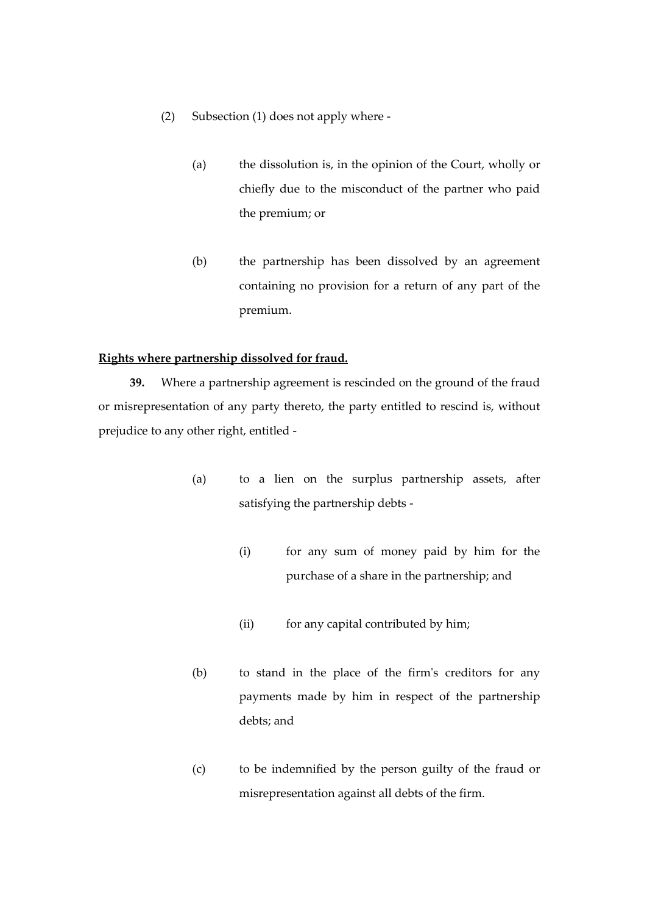(2) Subsection (1) does not apply where -

(a) the dissolution is, in the opinion of the Court, wholly or chiefly due to the misconduct of the partner who paid the premium; or

(b) the partnership has been dissolved by an agreement containing no provision for a return of any part of the premium.

**<u>Rights where partnership dissolved for fraud.</u>**

**39.** Where a partnership agreement is rescinded on the ground of the fraud or misrepresentation of any party thereto, the party entitled to rescind is, without prejudice to any other right, entitled -

(a) to a lien on the surplus partnership assets, after satisfying the partnership debts -

(i) for any sum of money paid by him for the purchase of a share in the partnership; and

(ii) for any capital contributed by him;

(b) to stand in the place of the firm's creditors for any payments made by him in respect of the partnership debts; and

(c) to be indemnified by the person guilty of the fraud or misrepresentation against all debts of the firm.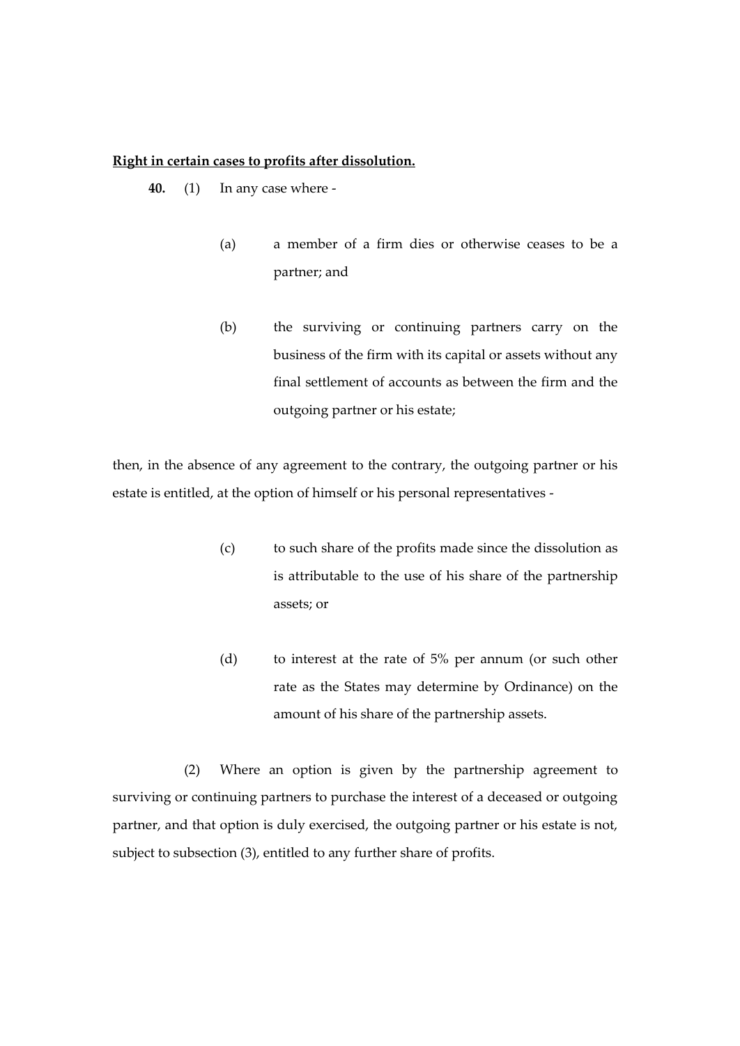**Right in certain cases to profits after dissolution.**

**40.** (1) In any case where -

(a) a member of a firm dies or otherwise ceases to be a partner; and

(b) the surviving or continuing partners carry on the business of the firm with its capital or assets without any final settlement of accounts as between the firm and the outgoing partner or his estate;

then, in the absence of any agreement to the contrary, the outgoing partner or his estate is entitled, at the option of himself or his personal representatives -

(c) to such share of the profits made since the dissolution as is attributable to the use of his share of the partnership assets; or

(d) to interest at the rate of 5% per annum (or such other rate as the States may determine by Ordinance) on the amount of his share of the partnership assets.

(2) Where an option is given by the partnership agreement to surviving or continuing partners to purchase the interest of a deceased or outgoing partner, and that option is duly exercised, the outgoing partner or his estate is not, subject to subsection (3), entitled to any further share of profits.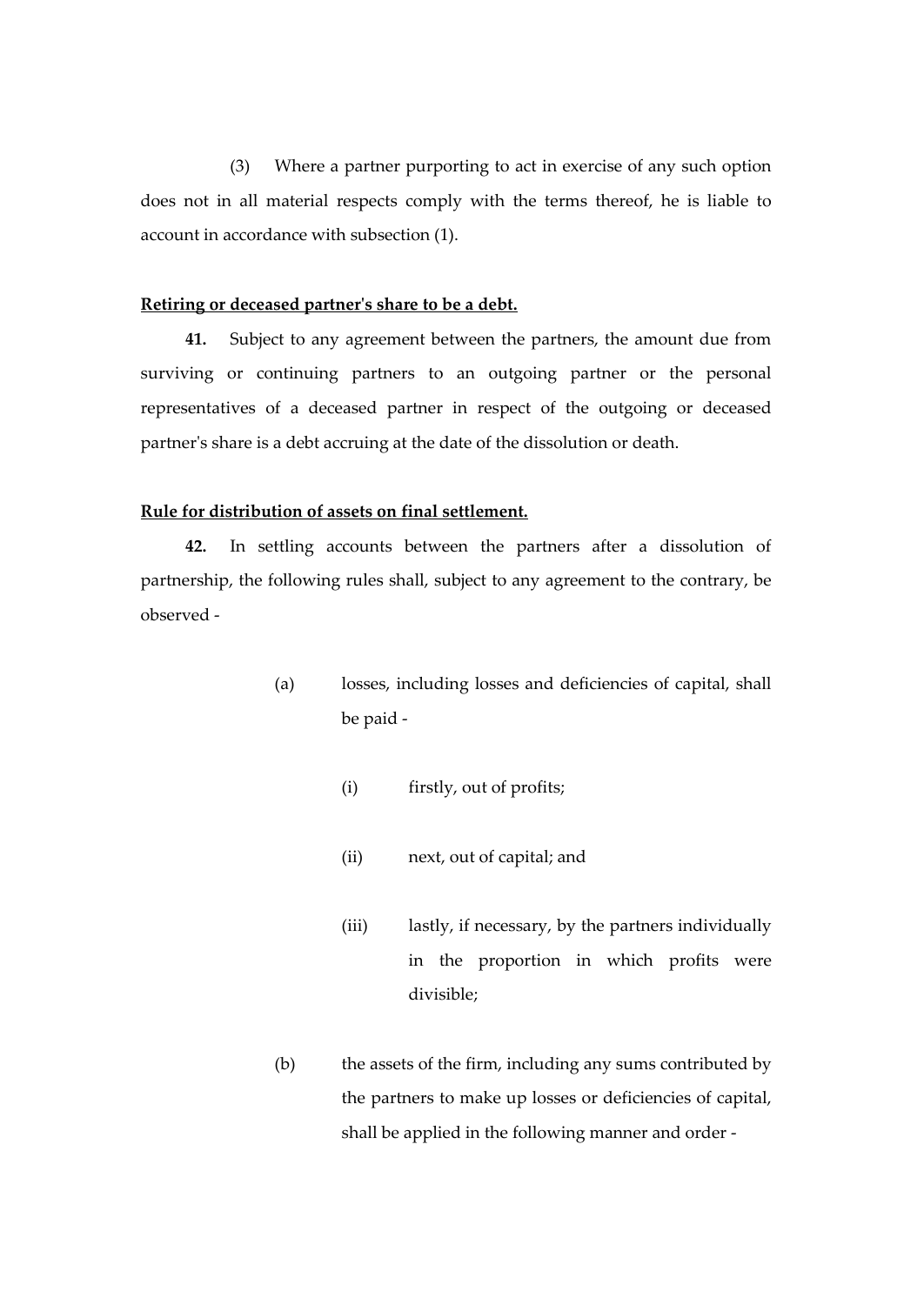(3) Where a partner purporting to act in exercise of any such option does not in all material respects comply with the terms thereof, he is liable to account in accordance with subsection (1).

**Retiring or deceased partner's share to be a debt.**

**41.** Subject to any agreement between the partners, the amount due from surviving or continuing partners to an outgoing partner or the personal representatives of a deceased partner in respect of the outgoing or deceased partner's share is a debt accruing at the date of the dissolution or death.

**Rule for distribution of assets on final settlement.**

**42.** In settling accounts between the partners after a dissolution of partnership, the following rules shall, subject to any agreement to the contrary, be observed -

(a) losses, including losses and deficiencies of capital, shall be paid -

(i) firstly, out of profits;

(ii) next, out of capital; and

(iii) lastly, if necessary, by the partners individually in the proportion in which profits were divisible;

(b) the assets of the firm, including any sums contributed by the partners to make up losses or deficiencies of capital, shall be applied in the following manner and order -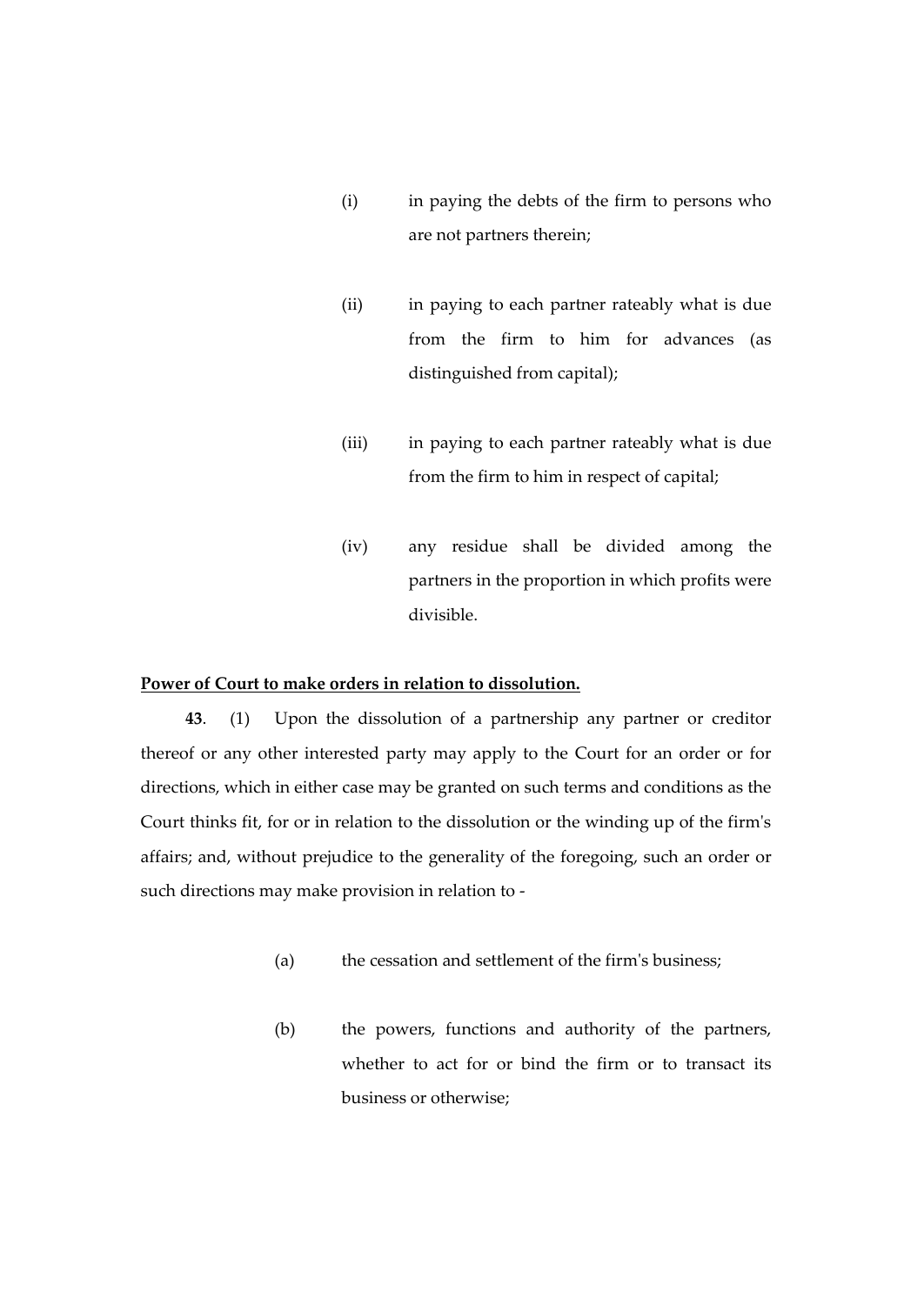(i) in paying the debts of the firm to persons who are not partners therein;

(ii) in paying to each partner rateably what is due from the firm to him for advances (as distinguished from capital);

(iii) in paying to each partner rateably what is due from the firm to him in respect of capital;

(iv) any residue shall be divided among the partners in the proportion in which profits were divisible.

**Power of Court to make orders in relation to dissolution.**

**43**. (1) Upon the dissolution of a partnership any partner or creditor thereof or any other interested party may apply to the Court for an order or for directions, which in either case may be granted on such terms and conditions as the Court thinks fit, for or in relation to the dissolution or the winding up of the firm's affairs; and, without prejudice to the generality of the foregoing, such an order or such directions may make provision in relation to -

(a) the cessation and settlement of the firm's business;

(b) the powers, functions and authority of the partners, whether to act for or bind the firm or to transact its business or otherwise;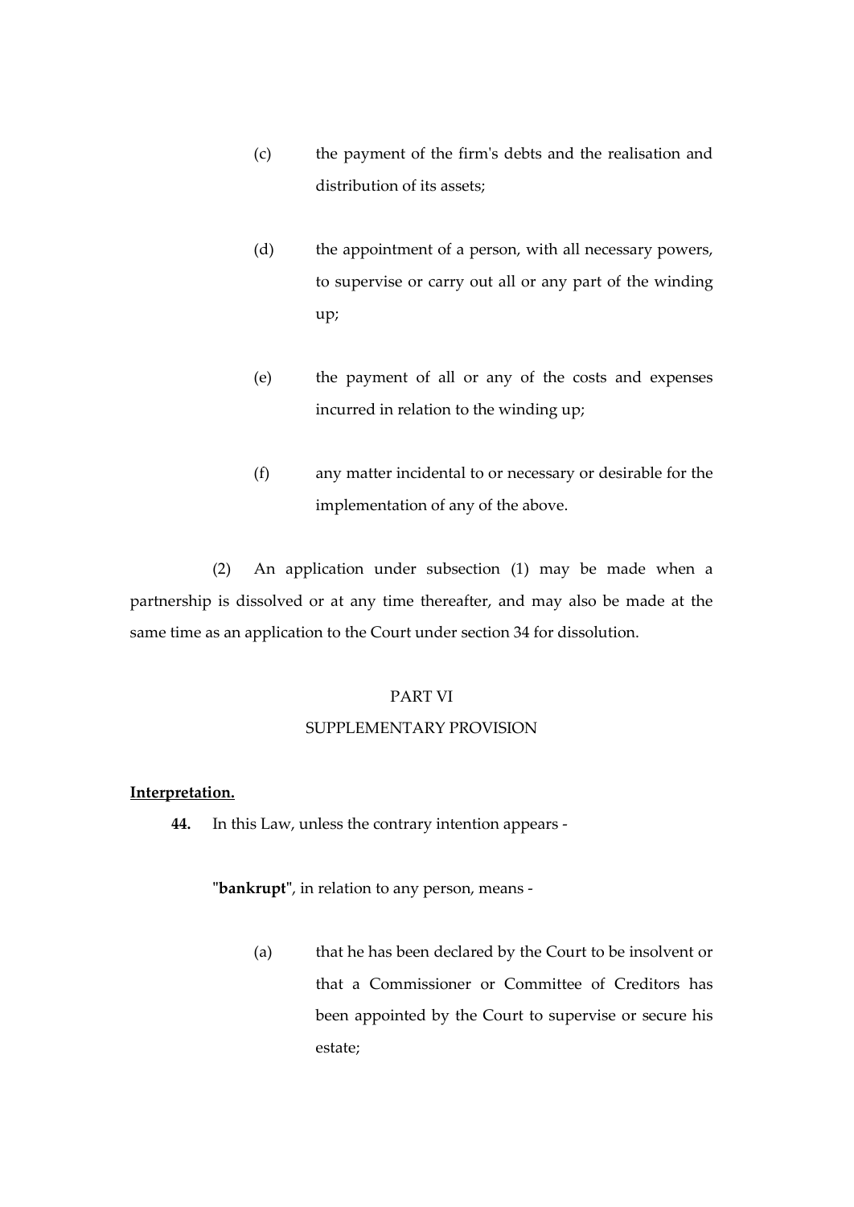(c) the payment of the firm's debts and the realisation and distribution of its assets;

(d) the appointment of a person, with all necessary powers, to supervise or carry out all or any part of the winding up;

(e) the payment of all or any of the costs and expenses incurred in relation to the winding up;

(f) any matter incidental to or necessary or desirable for the implementation of any of the above.

(2) An application under subsection (1) may be made when a partnership is dissolved or at any time thereafter, and may also be made at the same time as an application to the Court under section 34 for dissolution.

## PART VI

## SUPPLEMENTARY PROVISION

**Interpretation.**

**44.** In this Law, unless the contrary intention appears -

"**bankrupt**", in relation to any person, means -

(a) that he has been declared by the Court to be insolvent or that a Commissioner or Committee of Creditors has been appointed by the Court to supervise or secure his estate;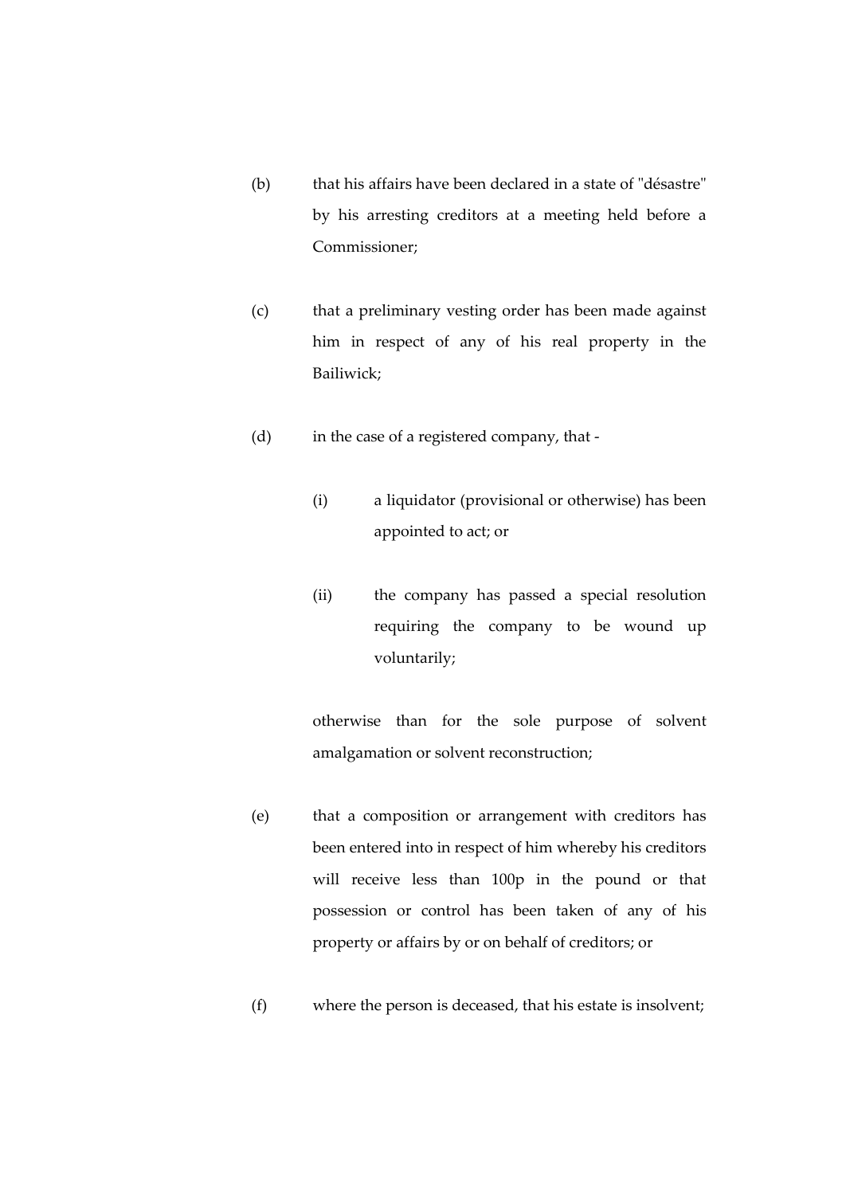(b) that his affairs have been declared in a state of "désastre" by his arresting creditors at a meeting held before a Commissioner;

(c) that a preliminary vesting order has been made against him in respect of any of his real property in the Bailiwick;

(d) in the case of a registered company, that -

   (i) a liquidator (provisional or otherwise) has been appointed to act; or

   (ii) the company has passed a special resolution requiring the company to be wound up voluntarily;

   otherwise than for the sole purpose of solvent amalgamation or solvent reconstruction;

(e) that a composition or arrangement with creditors has been entered into in respect of him whereby his creditors will receive less than 100p in the pound or that possession or control has been taken of any of his property or affairs by or on behalf of creditors; or

(f) where the person is deceased, that his estate is insolvent;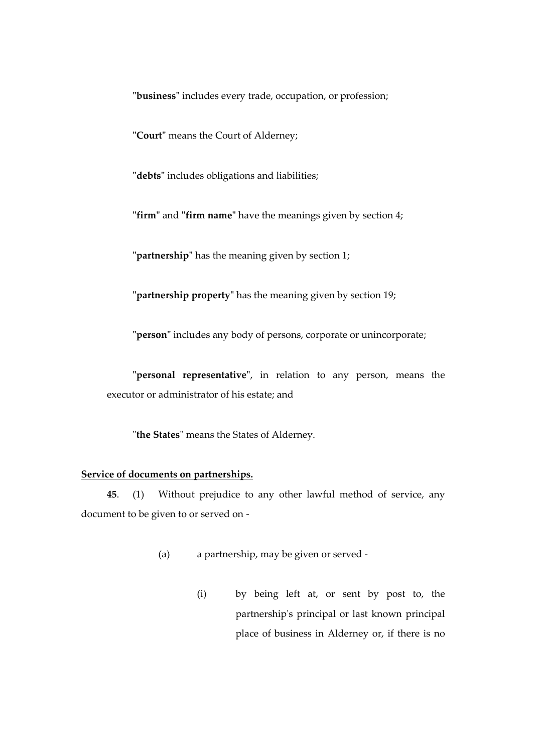"**business**" includes every trade, occupation, or profession;

"**Court**" means the Court of Alderney;

"**debts**" includes obligations and liabilities;

"**firm**" and "**firm name**" have the meanings given by section 4;

"**partnership**" has the meaning given by section 1;

"**partnership property**" has the meaning given by section 19;

"**person**" includes any body of persons, corporate or unincorporate;

"**personal representative**", in relation to any person, means the executor or administrator of his estate; and

"**the States**" means the States of Alderney.

**Service of documents on partnerships.**

**45**. (1) Without prejudice to any other lawful method of service, any document to be given to or served on -

(a) a partnership, may be given or served -

(i) by being left at, or sent by post to, the partnership's principal or last known principal place of business in Alderney or, if there is no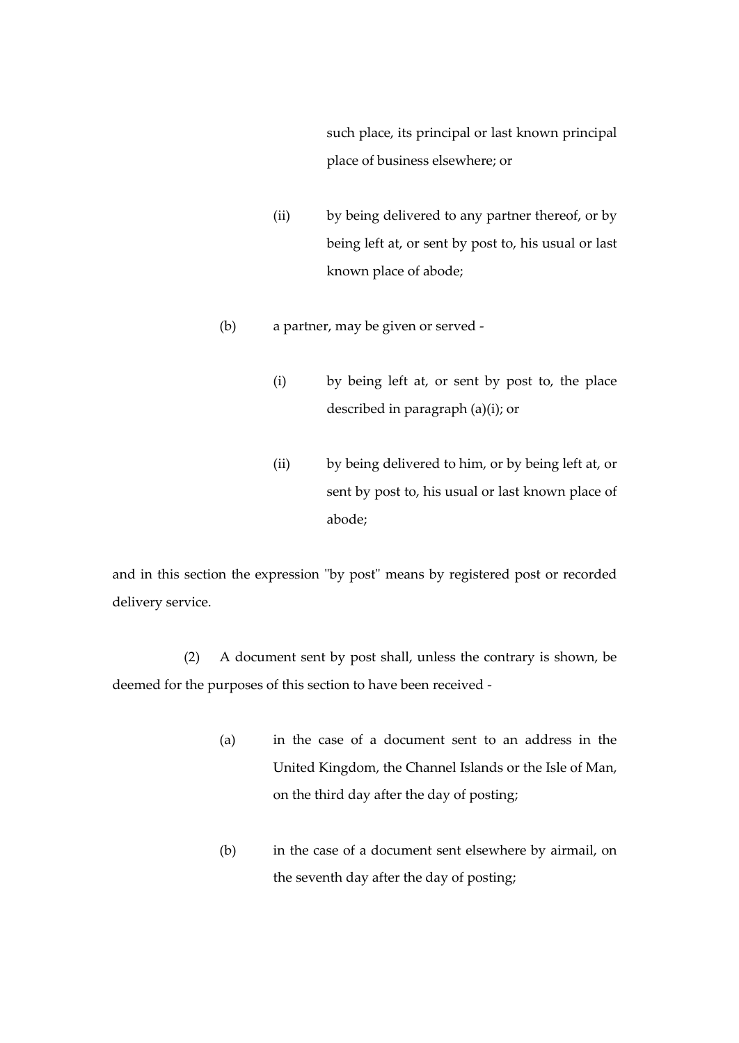such place, its principal or last known principal place of business elsewhere; or

(ii) by being delivered to any partner thereof, or by being left at, or sent by post to, his usual or last known place of abode;

(b) a partner, may be given or served -

(i) by being left at, or sent by post to, the place described in paragraph (a)(i); or

(ii) by being delivered to him, or by being left at, or sent by post to, his usual or last known place of abode;

and in this section the expression "by post" means by registered post or recorded delivery service.

(2) A document sent by post shall, unless the contrary is shown, be deemed for the purposes of this section to have been received -

(a) in the case of a document sent to an address in the United Kingdom, the Channel Islands or the Isle of Man, on the third day after the day of posting;

(b) in the case of a document sent elsewhere by airmail, on the seventh day after the day of posting;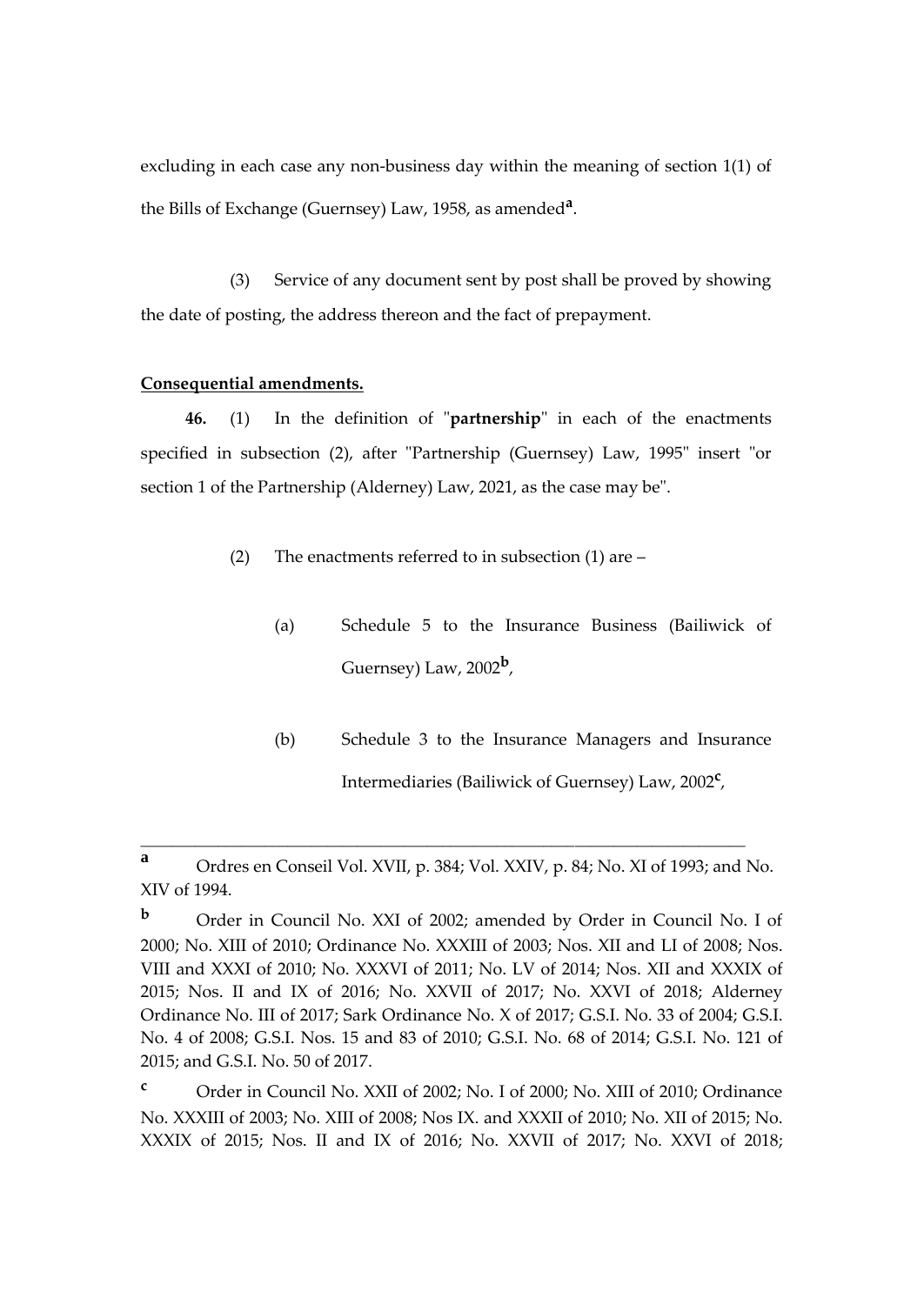excluding in each case any non-business day within the meaning of section 1(1) of the Bills of Exchange (Guernsey) Law, 1958, as amended[a].

(3) Service of any document sent by post shall be proved by showing the date of posting, the address thereon and the fact of prepayment.

**Consequential amendments.**

**46.** (1) In the definition of "**partnership**" in each of the enactments specified in subsection (2), after "Partnership (Guernsey) Law, 1995" insert "or section 1 of the Partnership (Alderney) Law, 2021, as the case may be".

(2) The enactments referred to in subsection (1) are –

(a) Schedule 5 to the Insurance Business (Bailiwick of Guernsey) Law, 2002[b],

(b) Schedule 3 to the Insurance Managers and Insurance Intermediaries (Bailiwick of Guernsey) Law, 2002[c],

---

[a] Ordres en Conseil Vol. XVII, p. 384; Vol. XXIV, p. 84; No. XI of 1993; and No. XIV of 1994.

[b] Order in Council No. XXI of 2002; amended by Order in Council No. I of 2000; No. XIII of 2010; Ordinance No. XXXIII of 2003; Nos. XII and LI of 2008; Nos. VIII and XXXI of 2010; No. XXXVI of 2011; No. LV of 2014; Nos. XII and XXXIX of 2015; Nos. II and IX of 2016; No. XXVII of 2017; No. XXVI of 2018; Alderney Ordinance No. III of 2017; Sark Ordinance No. X of 2017; G.S.I. No. 33 of 2004; G.S.I. No. 4 of 2008; G.S.I. Nos. 15 and 83 of 2010; G.S.I. No. 68 of 2014; G.S.I. No. 121 of 2015; and G.S.I. No. 50 of 2017.

[c] Order in Council No. XXII of 2002; No. I of 2000; No. XIII of 2010; Ordinance No. XXXIII of 2003; No. XIII of 2008; Nos IX. and XXXII of 2010; No. XII of 2015; No. XXXIX of 2015; Nos. II and IX of 2016; No. XXVII of 2017; No. XXVI of 2018;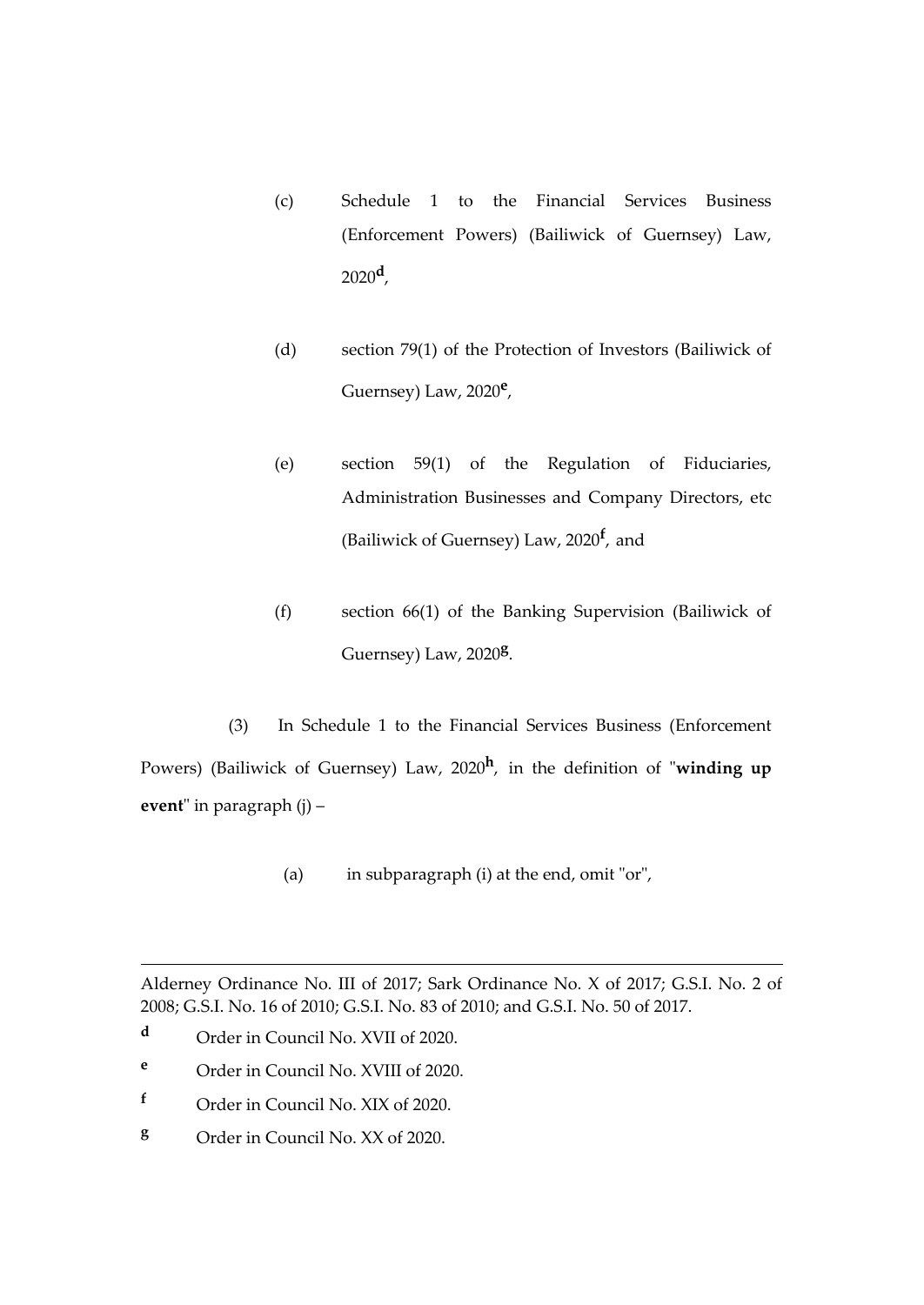(c) Schedule 1 to the Financial Services Business (Enforcement Powers) (Bailiwick of Guernsey) Law, 2020[d],

(d) section 79(1) of the Protection of Investors (Bailiwick of Guernsey) Law, 2020[e],

(e) section 59(1) of the Regulation of Fiduciaries, Administration Businesses and Company Directors, etc (Bailiwick of Guernsey) Law, 2020[f], and

(f) section 66(1) of the Banking Supervision (Bailiwick of Guernsey) Law, 2020[g].

(3) In Schedule 1 to the Financial Services Business (Enforcement Powers) (Bailiwick of Guernsey) Law, 2020[h], in the definition of "**winding up event**" in paragraph (j) –

(a) in subparagraph (i) at the end, omit "or",

---

Alderney Ordinance No. III of 2017; Sark Ordinance No. X of 2017; G.S.I. No. 2 of 2008; G.S.I. No. 16 of 2010; G.S.I. No. 83 of 2010; and G.S.I. No. 50 of 2017.

[d] Order in Council No. XVII of 2020.

[e] Order in Council No. XVIII of 2020.

[f] Order in Council No. XIX of 2020.

[g] Order in Council No. XX of 2020.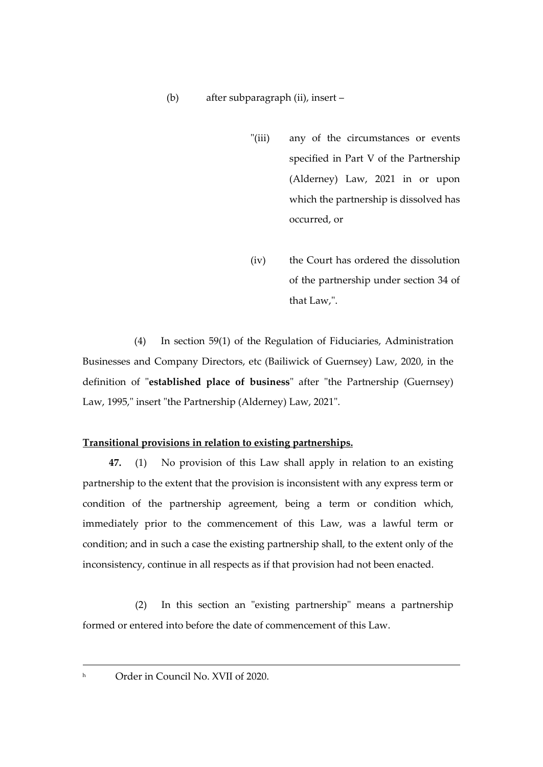(b) after subparagraph (ii), insert –

"(iii) any of the circumstances or events specified in Part V of the Partnership (Alderney) Law, 2021 in or upon which the partnership is dissolved has occurred, or

(iv) the Court has ordered the dissolution of the partnership under section 34 of that Law,".

(4) In section 59(1) of the Regulation of Fiduciaries, Administration Businesses and Company Directors, etc (Bailiwick of Guernsey) Law, 2020, in the definition of "**established place of business**" after "the Partnership (Guernsey) Law, 1995," insert "the Partnership (Alderney) Law, 2021".

**Transitional provisions in relation to existing partnerships.**

**47.** (1) No provision of this Law shall apply in relation to an existing partnership to the extent that the provision is inconsistent with any express term or condition of the partnership agreement, being a term or condition which, immediately prior to the commencement of this Law, was a lawful term or condition; and in such a case the existing partnership shall, to the extent only of the inconsistency, continue in all respects as if that provision had not been enacted.

(2) In this section an "existing partnership" means a partnership formed or entered into before the date of commencement of this Law.

---

[h] Order in Council No. XVII of 2020.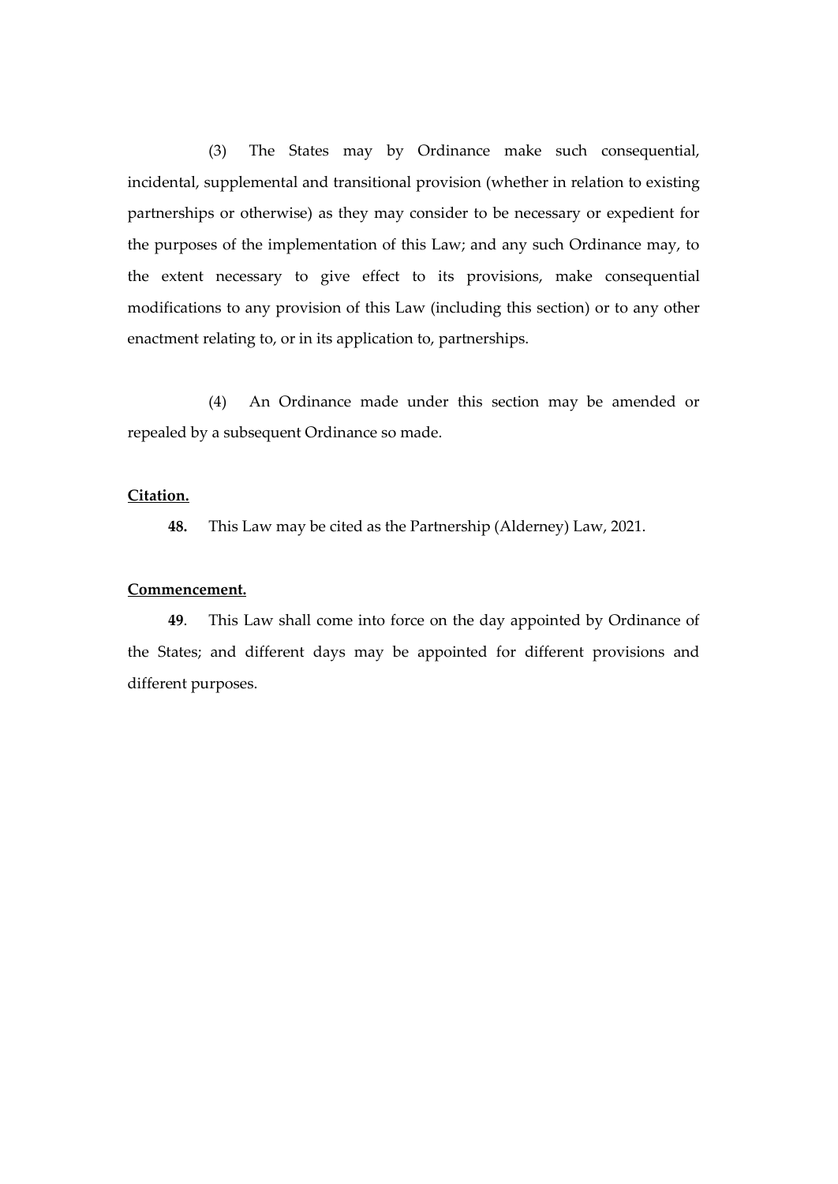(3) The States may by Ordinance make such consequential, incidental, supplemental and transitional provision (whether in relation to existing partnerships or otherwise) as they may consider to be necessary or expedient for the purposes of the implementation of this Law; and any such Ordinance may, to the extent necessary to give effect to its provisions, make consequential modifications to any provision of this Law (including this section) or to any other enactment relating to, or in its application to, partnerships.

(4) An Ordinance made under this section may be amended or repealed by a subsequent Ordinance so made.

**Citation.**

**48.** This Law may be cited as the Partnership (Alderney) Law, 2021.

**Commencement.**

**49**. This Law shall come into force on the day appointed by Ordinance of the States; and different days may be appointed for different provisions and different purposes.